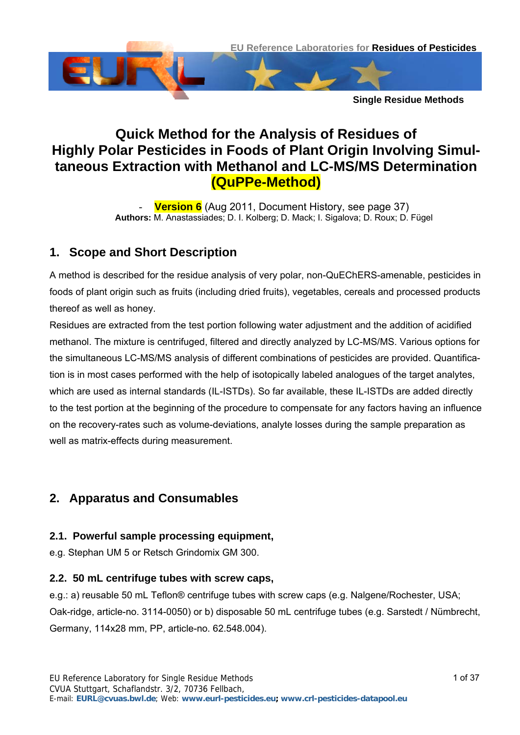# Quick Method for the Analysis of Residues of Highly Polar Pesticides in Foods of Plant Origin Involving Simultaneous Extraction with Methanol and LC-MS/MS Determination (QuPPe-Method)

- **Version 6** (Aug 2011, Document History, see page 37)

**Authors:** M. Anastassiades; D. I. Kolberg; D. Mack; I. Sigalova; D. Roux; D. Fügel

## 1. Scope and Short Description

A method is described for the residue analysis of very polar, non-QuEChERS-amenable, pesticides in foods of plant origin such as fruits (including dried fruits), vegetables, cereals and processed products thereof as well as honey.

Residues are extracted from the test portion following water adjustment and the addition of acidified methanol. The mixture is centrifuged, filtered and directly analyzed by LC-MS/MS. Various options for the simultaneous LC-MS/MS analysis of different combinations of pesticides are provided. Quantification is in most cases performed with the help of isotopically labeled analogues of the target analytes, which are used as internal standards (IL-ISTDs). So far available, these IL-ISTDs are added directly to the test portion at the beginning of the procedure to compensate for any factors having an influence on the recovery-rates such as volume-deviations, analyte losses during the sample preparation as well as matrix-effects during measurement.

## 2. Apparatus and Consumables

### 2.1. Powerful sample processing equipment,

e.g. Stephan UM 5 or Retsch Grindomix GM 300.

### 2.2. 50 mL centrifuge tubes with screw caps,

e.g.: a) reusable 50 mL Teflon® centrifuge tubes with screw caps (e.g. Nalgene/Rochester, USA; Oak-ridge, article-no. 3114-0050) or b) disposable 50 mL centrifuge tubes (e.g. Sarstedt / Nümbrecht, Germany, 114x28 mm, PP, article-no. 62.548.004).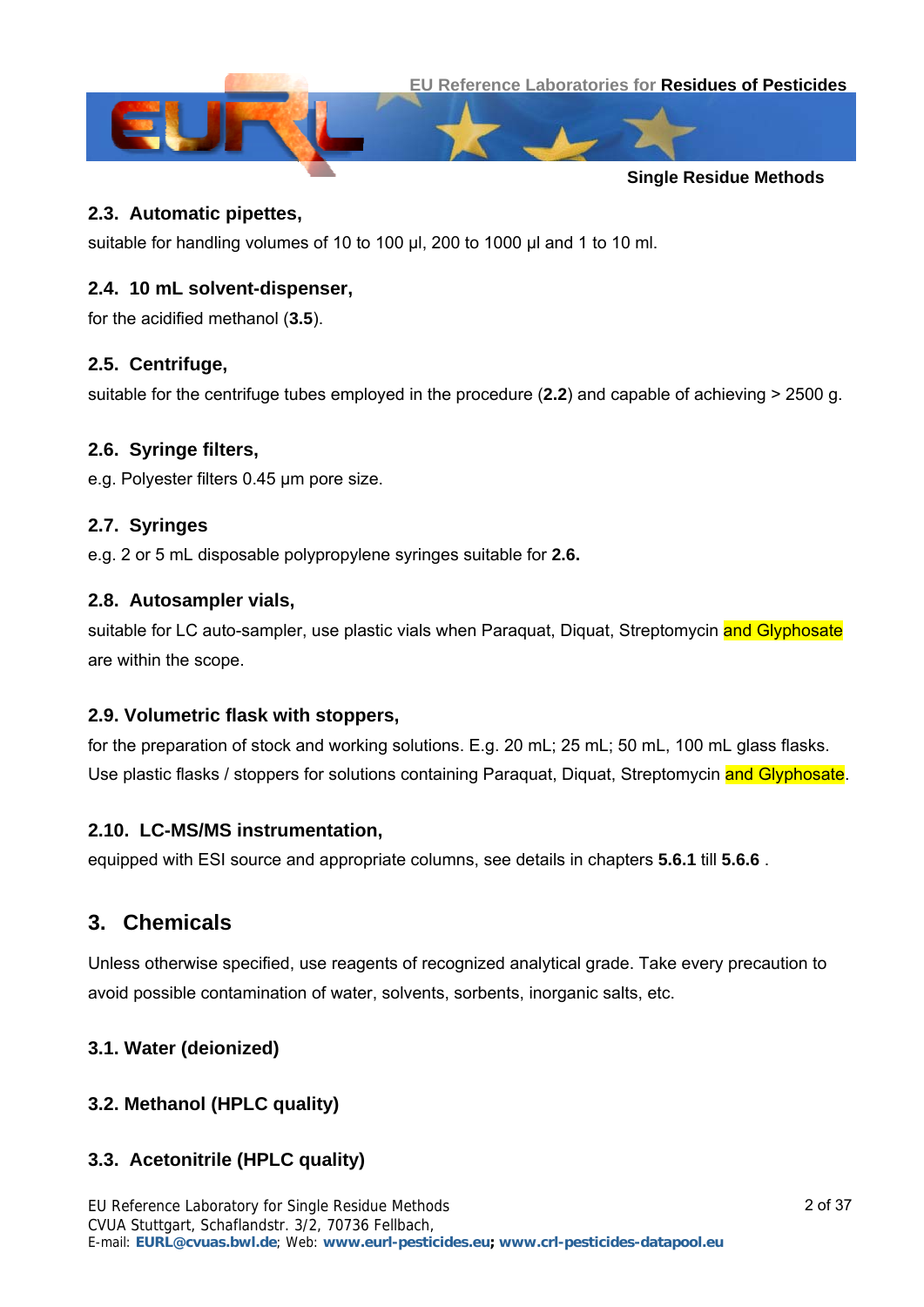### 2.3. Automatic pipettes,

suitable for handling volumes of 10 to 100 µl, 200 to 1000 µl and 1 to 10 ml.

### 2.4. 10 mL solvent-dispenser,

for the acidified methanol (**3.5**).

### 2.5. Centrifuge,

suitable for the centrifuge tubes employed in the procedure (**2.2**) and capable of achieving > 2500 g.

### 2.6. Syringe filters,

e.g. Polyester filters 0.45 µm pore size.

### 2.7. Syringes

e.g. 2 or 5 mL disposable polypropylene syringes suitable for **2.6.**

### 2.8. Autosampler vials,

suitable for LC auto-sampler, use plastic vials when Paraquat, Diquat, Streptomycin and Glyphosate are within the scope.

### 2.9. Volumetric flask with stoppers,

for the preparation of stock and working solutions. E.g. 20 mL; 25 mL; 50 mL, 100 mL glass flasks. Use plastic flasks / stoppers for solutions containing Paraquat, Diquat, Streptomycin and Glyphosate.

### 2.10. LC-MS/MS instrumentation,

equipped with ESI source and appropriate columns, see details in chapters **5.6.1** till **5.6.6** .

## 3. Chemicals

Unless otherwise specified, use reagents of recognized analytical grade. Take every precaution to avoid possible contamination of water, solvents, sorbents, inorganic salts, etc.

### 3.1. Water (deionized)

### 3.2. Methanol (HPLC quality)

### 3.3. Acetonitrile (HPLC quality)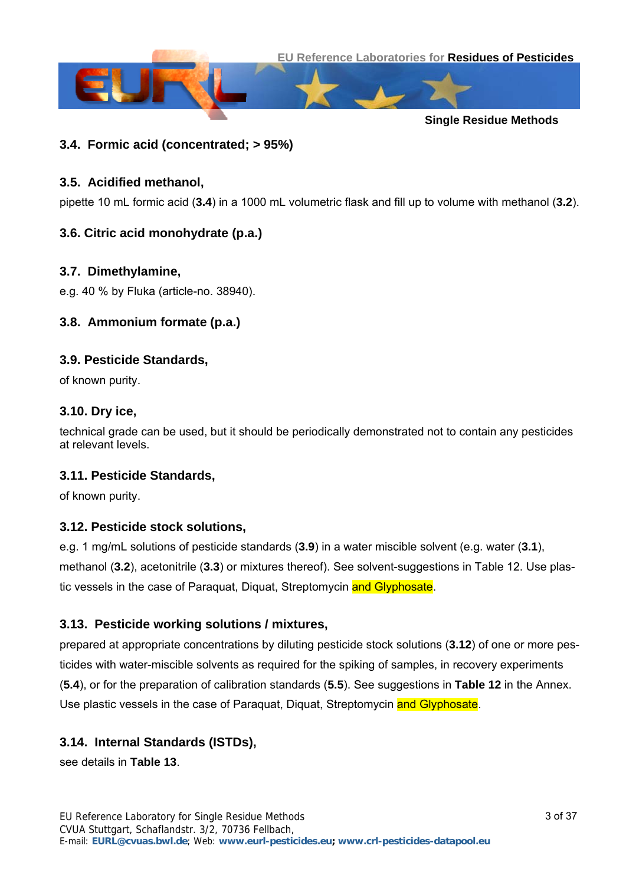### 3.4. Formic acid (concentrated; > 95%)

### 3.5. Acidified methanol,

pipette 10 mL formic acid (**3.4**) in a 1000 mL volumetric flask and fill up to volume with methanol (**3.2**).

### 3.6. Citric acid monohydrate (p.a.)

### 3.7. Dimethylamine,

e.g. 40 % by Fluka (article-no. 38940).

### 3.8. Ammonium formate (p.a.)

### 3.9. Pesticide Standards,

of known purity.

### 3.10. Dry ice,

technical grade can be used, but it should be periodically demonstrated not to contain any pesticides at relevant levels.

### 3.11. Pesticide Standards,

of known purity.

### 3.12. Pesticide stock solutions,

e.g. 1 mg/mL solutions of pesticide standards (**3.9**) in a water miscible solvent (e.g. water (**3.1**), methanol (**3.2**), acetonitrile (**3.3**) or mixtures thereof). See solvent-suggestions in Table 12. Use plastic vessels in the case of Paraquat, Diquat, Streptomycin and Glyphosate.

### 3.13. Pesticide working solutions / mixtures,

prepared at appropriate concentrations by diluting pesticide stock solutions (**3.12**) of one or more pesticides with water-miscible solvents as required for the spiking of samples, in recovery experiments (**5.4**), or for the preparation of calibration standards (**5.5**). See suggestions in **Table 12** in the Annex. Use plastic vessels in the case of Paraquat, Diquat, Streptomycin and Glyphosate.

### 3.14. Internal Standards (ISTDs),

see details in **Table 13**.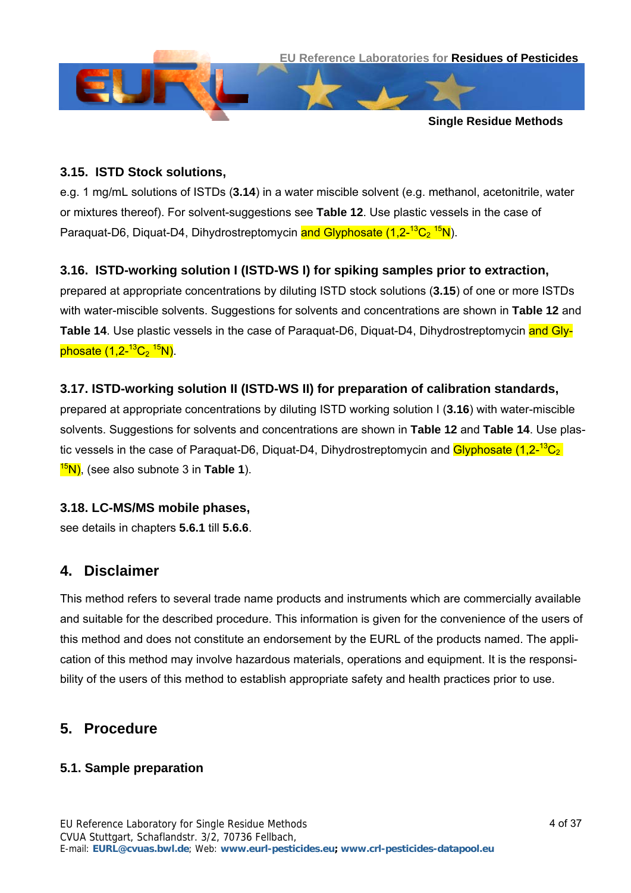### 3.15. ISTD Stock solutions,

e.g. 1 mg/mL solutions of ISTDs (**3.14**) in a water miscible solvent (e.g. methanol, acetonitrile, water or mixtures thereof). For solvent-suggestions see **Table 12**. Use plastic vessels in the case of Paraquat-D6, Diquat-D4, Dihydrostreptomycin and Glyphosate (1,2-$^{13}C_2$ $^{15}N$).

### 3.16. ISTD-working solution I (ISTD-WS I) for spiking samples prior to extraction,

prepared at appropriate concentrations by diluting ISTD stock solutions (**3.15**) of one or more ISTDs with water-miscible solvents. Suggestions for solvents and concentrations are shown in **Table 12** and **Table 14**. Use plastic vessels in the case of Paraquat-D6, Diquat-D4, Dihydrostreptomycin and Glyphosate (1,2-$^{13}C_2$ $^{15}N$).

### 3.17. ISTD-working solution II (ISTD-WS II) for preparation of calibration standards,

prepared at appropriate concentrations by diluting ISTD working solution I (**3.16**) with water-miscible solvents. Suggestions for solvents and concentrations are shown in **Table 12** and **Table 14**. Use plastic vessels in the case of Paraquat-D6, Diquat-D4, Dihydrostreptomycin and Glyphosate (1,2-$^{13}C_2$ $^{15}N$), (see also subnote 3 in **Table 1**).

### 3.18. LC-MS/MS mobile phases,

see details in chapters **5.6.1** till **5.6.6**.

## 4. Disclaimer

This method refers to several trade name products and instruments which are commercially available and suitable for the described procedure. This information is given for the convenience of the users of this method and does not constitute an endorsement by the EURL of the products named. The application of this method may involve hazardous materials, operations and equipment. It is the responsibility of the users of this method to establish appropriate safety and health practices prior to use.

## 5. Procedure

### 5.1. Sample preparation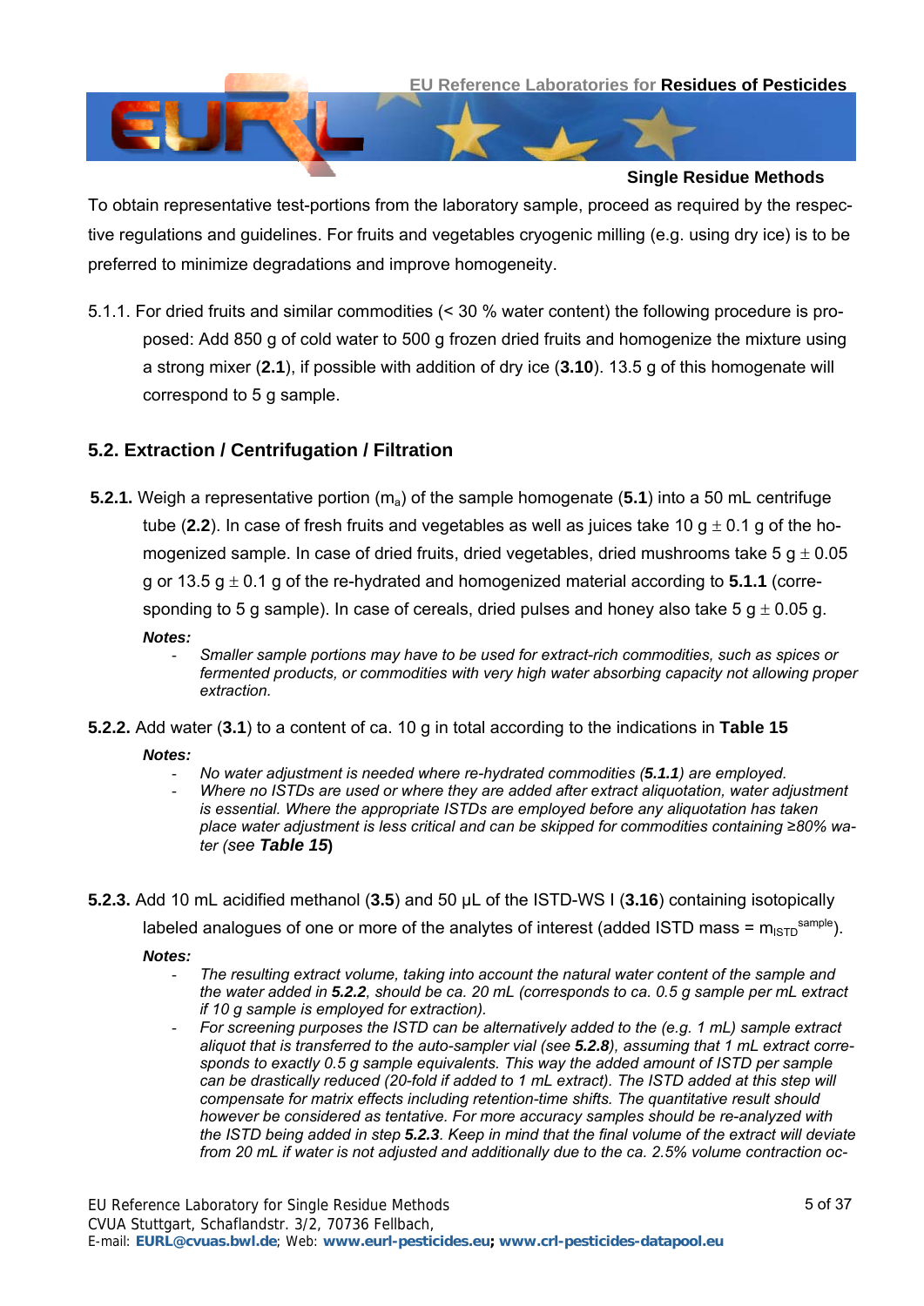To obtain representative test-portions from the laboratory sample, proceed as required by the respective regulations and guidelines. For fruits and vegetables cryogenic milling (e.g. using dry ice) is to be preferred to minimize degradations and improve homogeneity.

5.1.1. For dried fruits and similar commodities (< 30 % water content) the following procedure is proposed: Add 850 g of cold water to 500 g frozen dried fruits and homogenize the mixture using a strong mixer (**2.1**), if possible with addition of dry ice (**3.10**). 13.5 g of this homogenate will correspond to 5 g sample.

## 5.2. Extraction / Centrifugation / Filtration

**5.2.1.** Weigh a representative portion ($m_a$) of the sample homogenate (**5.1**) into a 50 mL centrifuge tube (**2.2**). In case of fresh fruits and vegetables as well as juices take 10 g ± 0.1 g of the homogenized sample. In case of dried fruits, dried vegetables, dried mushrooms take 5 g ± 0.05 g or 13.5 g ± 0.1 g of the re-hydrated and homogenized material according to **5.1.1** (corresponding to 5 g sample). In case of cereals, dried pulses and honey also take 5 g ± 0.05 g.

***Notes:***
- *Smaller sample portions may have to be used for extract-rich commodities, such as spices or fermented products, or commodities with very high water absorbing capacity not allowing proper extraction.*

**5.2.2.** Add water (**3.1**) to a content of ca. 10 g in total according to the indications in **Table 15**

***Notes:***
- *No water adjustment is needed where re-hydrated commodities (**5.1.1**) are employed.*
- *Where no ISTDs are used or where they are added after extract aliquotation, water adjustment is essential. Where the appropriate ISTDs are employed before any aliquotation has taken place water adjustment is less critical and can be skipped for commodities containing ≥80% water (see **Table 15**)*

**5.2.3.** Add 10 mL acidified methanol (**3.5**) and 50 µL of the ISTD-WS I (**3.16**) containing isotopically labeled analogues of one or more of the analytes of interest (added ISTD mass = $m_{ISTD}^{sample}$).

***Notes:***
- *The resulting extract volume, taking into account the natural water content of the sample and the water added in **5.2.2**, should be ca. 20 mL (corresponds to ca. 0.5 g sample per mL extract if 10 g sample is employed for extraction).*
- *For screening purposes the ISTD can be alternatively added to the (e.g. 1 mL) sample extract aliquot that is transferred to the auto-sampler vial (see **5.2.8**), assuming that 1 mL extract corresponds to exactly 0.5 g sample equivalents. This way the added amount of ISTD per sample can be drastically reduced (20-fold if added to 1 mL extract). The ISTD added at this step will compensate for matrix effects including retention-time shifts. The quantitative result should however be considered as tentative. For more accuracy samples should be re-analyzed with the ISTD being added in step **5.2.3**. Keep in mind that the final volume of the extract will deviate from 20 mL if water is not adjusted and additionally due to the ca. 2.5% volume contraction oc-*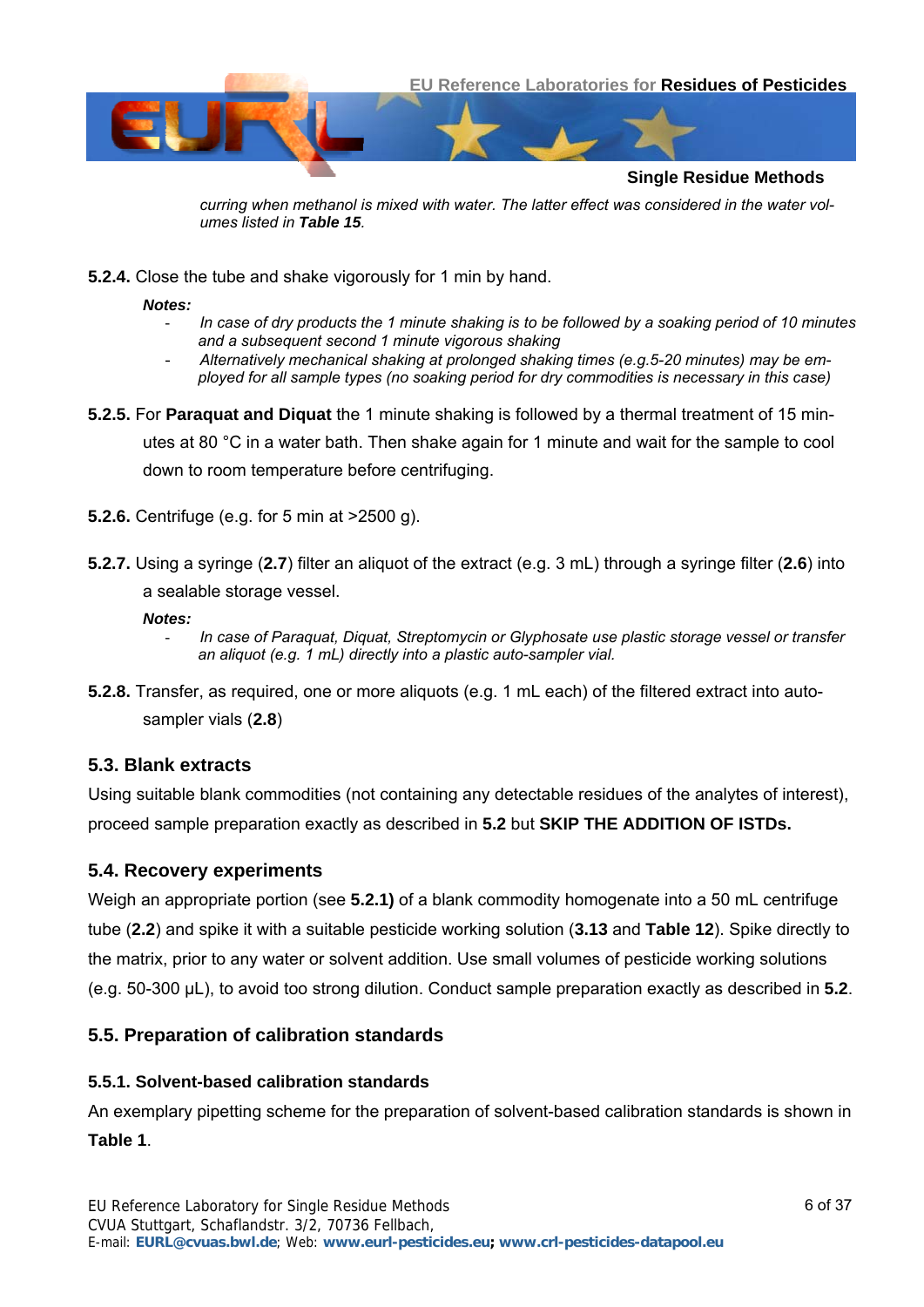*curring when methanol is mixed with water. The latter effect was considered in the water volumes listed in **Table 15**.*

**5.2.4.** Close the tube and shake vigorously for 1 min by hand.

***Notes:***

- *In case of dry products the 1 minute shaking is to be followed by a soaking period of 10 minutes and a subsequent second 1 minute vigorous shaking*
- *Alternatively mechanical shaking at prolonged shaking times (e.g.5-20 minutes) may be employed for all sample types (no soaking period for dry commodities is necessary in this case)*

**5.2.5.** For **Paraquat and Diquat** the 1 minute shaking is followed by a thermal treatment of 15 minutes at 80 °C in a water bath. Then shake again for 1 minute and wait for the sample to cool down to room temperature before centrifuging.

**5.2.6.** Centrifuge (e.g. for 5 min at >2500 g).

**5.2.7.** Using a syringe (**2.7**) filter an aliquot of the extract (e.g. 3 mL) through a syringe filter (**2.6**) into a sealable storage vessel.

***Notes:***

- *In case of Paraquat, Diquat, Streptomycin or Glyphosate use plastic storage vessel or transfer an aliquot (e.g. 1 mL) directly into a plastic auto-sampler vial.*

**5.2.8.** Transfer, as required, one or more aliquots (e.g. 1 mL each) of the filtered extract into auto-sampler vials (**2.8**)

## 5.3. Blank extracts

Using suitable blank commodities (not containing any detectable residues of the analytes of interest), proceed sample preparation exactly as described in **5.2** but **SKIP THE ADDITION OF ISTDs.**

## 5.4. Recovery experiments

Weigh an appropriate portion (see **5.2.1)** of a blank commodity homogenate into a 50 mL centrifuge tube (**2.2**) and spike it with a suitable pesticide working solution (**3.13** and **Table 12**). Spike directly to the matrix, prior to any water or solvent addition. Use small volumes of pesticide working solutions (e.g. 50-300 µL), to avoid too strong dilution. Conduct sample preparation exactly as described in **5.2**.

## 5.5. Preparation of calibration standards

### 5.5.1. Solvent-based calibration standards

An exemplary pipetting scheme for the preparation of solvent-based calibration standards is shown in **Table 1**.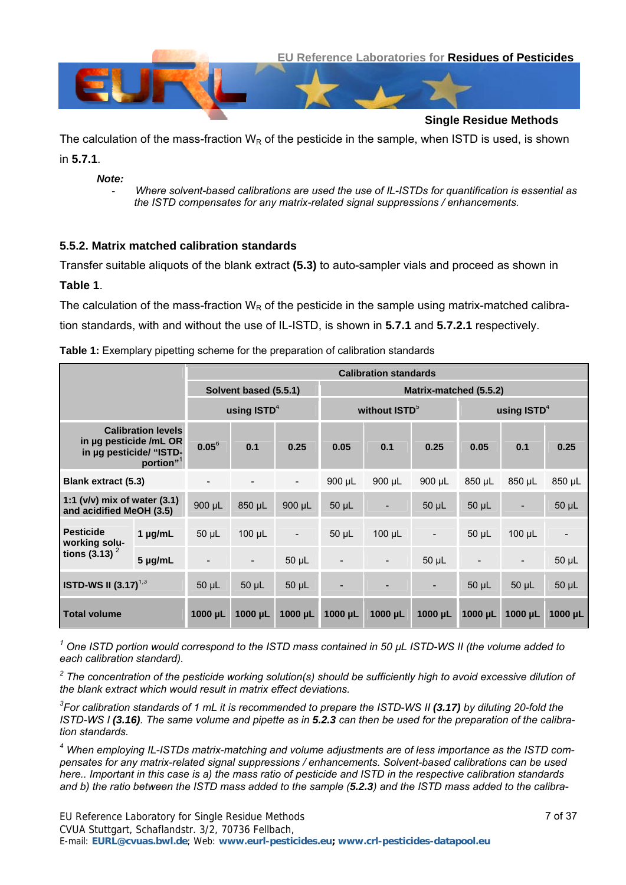The calculation of the mass-fraction $W_R$ of the pesticide in the sample, when ISTD is used, is shown in **5.7.1**.

***Note:***

- *Where solvent-based calibrations are used the use of IL-ISTDs for quantification is essential as the ISTD compensates for any matrix-related signal suppressions / enhancements.*

### 5.5.2. Matrix matched calibration standards

Transfer suitable aliquots of the blank extract **(5.3)** to auto-sampler vials and proceed as shown in **Table 1**.

The calculation of the mass-fraction $W_R$ of the pesticide in the sample using matrix-matched calibration standards, with and without the use of IL-ISTD, is shown in **5.7.1** and **5.7.2.1** respectively.

**Table 1:** Exemplary pipetting scheme for the preparation of calibration standards

| | | Calibration standards | | | | | | | | |
|---|---|---|---|---|---|---|---|---|---|---|
| | | Solvent based (5.5.1) | | | Matrix-matched (5.5.2) | | | | | |
| | | using ISTD[4] | | | without ISTD[5] | | | using ISTD[4] | | |
| **Calibration levels in µg pesticide /mL OR in µg pesticide/ "ISTD-portion"[1]** | | 0.05[6] | 0.1 | 0.25 | 0.05 | 0.1 | 0.25 | 0.05 | 0.1 | 0.25 |
| **Blank extract (5.3)** | | - | - | - | 900 µL | 900 µL | 900 µL | 850 µL | 850 µL | 850 µL |
| **1:1 (v/v) mix of water (3.1) and acidified MeOH (3.5)** | | 900 µL | 850 µL | 900 µL | 50 µL | - | 50 µL | 50 µL | - | 50 µL |
| **Pesticide working solutions (3.13)[2]** | **1 µg/mL** | 50 µL | 100 µL | - | 50 µL | 100 µL | - | 50 µL | 100 µL | - |
| | **5 µg/mL** | - | - | 50 µL | - | - | 50 µL | - | - | 50 µL |
| **ISTD-WS II (3.17)[1,3]** | | 50 µL | 50 µL | 50 µL | - | - | - | 50 µL | 50 µL | 50 µL |
| **Total volume** | | **1000 µL** | **1000 µL** | **1000 µL** | **1000 µL** | **1000 µL** | **1000 µL** | **1000 µL** | **1000 µL** | **1000 µL** |

*[1] One ISTD portion would correspond to the ISTD mass contained in 50 µL ISTD-WS II (the volume added to each calibration standard).*

*[2] The concentration of the pesticide working solution(s) should be sufficiently high to avoid excessive dilution of the blank extract which would result in matrix effect deviations.*

*[3] For calibration standards of 1 mL it is recommended to prepare the ISTD-WS II **(3.17)** by diluting 20-fold the ISTD-WS I **(3.16)**. The same volume and pipette as in **5.2.3** can then be used for the preparation of the calibration standards.*

*[4] When employing IL-ISTDs matrix-matching and volume adjustments are of less importance as the ISTD compensates for any matrix-related signal suppressions / enhancements. Solvent-based calibrations can be used here.. Important in this case is a) the mass ratio of pesticide and ISTD in the respective calibration standards and b) the ratio between the ISTD mass added to the sample (**5.2.3**) and the ISTD mass added to the calibra-*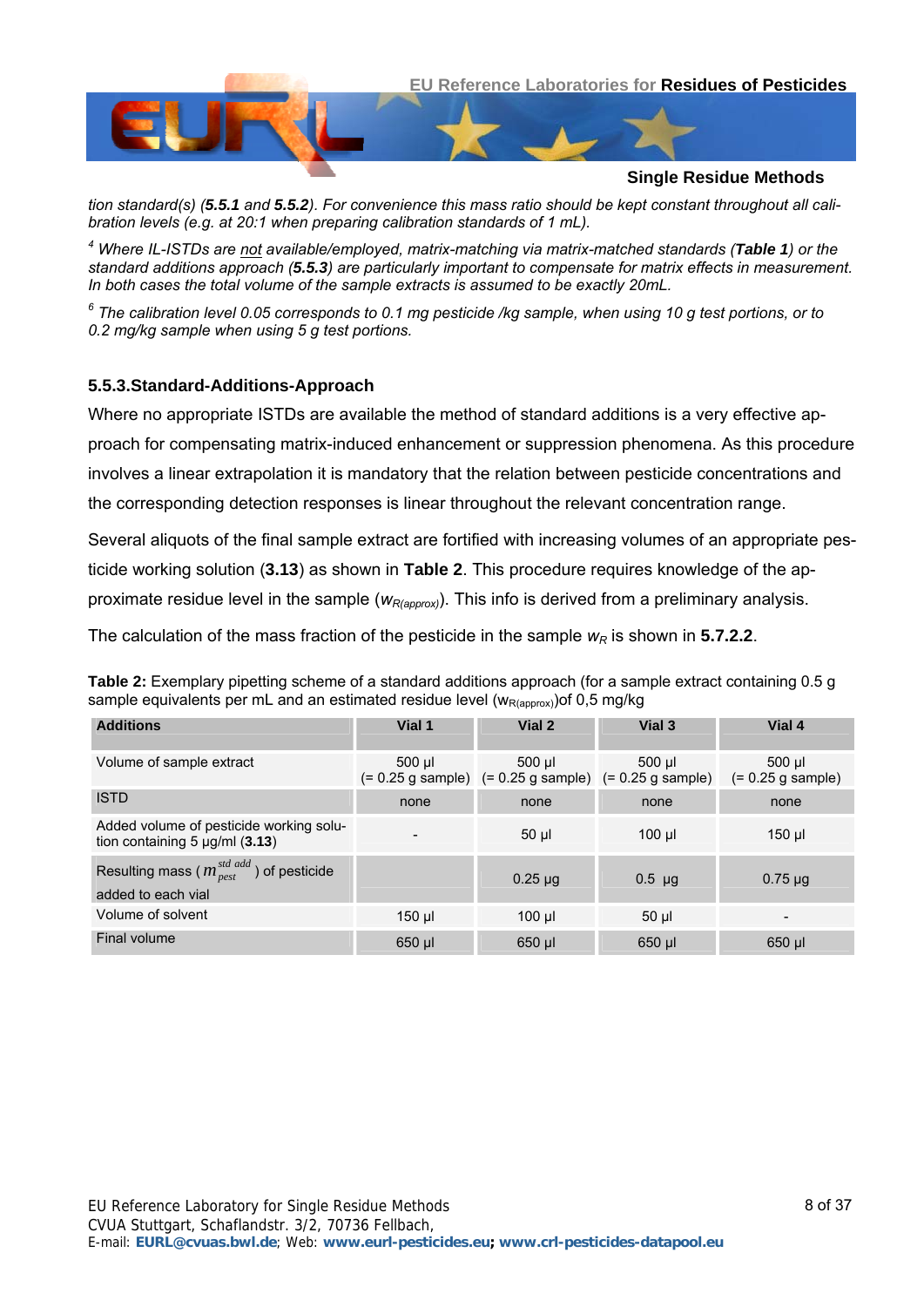*tion standard(s) (**5.5.1** and **5.5.2**). For convenience this mass ratio should be kept constant throughout all calibration levels (e.g. at 20:1 when preparing calibration standards of 1 mL).*

[4] *Where IL-ISTDs are not available/employed, matrix-matching via matrix-matched standards (**Table 1**) or the standard additions approach (**5.5.3**) are particularly important to compensate for matrix effects in measurement. In both cases the total volume of the sample extracts is assumed to be exactly 20mL.*

[6] *The calibration level 0.05 corresponds to 0.1 mg pesticide /kg sample, when using 10 g test portions, or to 0.2 mg/kg sample when using 5 g test portions.*

### 5.5.3.Standard-Additions-Approach

Where no appropriate ISTDs are available the method of standard additions is a very effective approach for compensating matrix-induced enhancement or suppression phenomena. As this procedure involves a linear extrapolation it is mandatory that the relation between pesticide concentrations and the corresponding detection responses is linear throughout the relevant concentration range.

Several aliquots of the final sample extract are fortified with increasing volumes of an appropriate pesticide working solution (**3.13**) as shown in **Table 2**. This procedure requires knowledge of the approximate residue level in the sample ($w_{R(approx)}$). This info is derived from a preliminary analysis.

The calculation of the mass fraction of the pesticide in the sample $w_R$ is shown in **5.7.2.2**.

**Table 2:** Exemplary pipetting scheme of a standard additions approach (for a sample extract containing 0.5 g sample equivalents per mL and an estimated residue level ($w_{R(approx)}$)of 0,5 mg/kg

| Additions | Vial 1 | Vial 2 | Vial 3 | Vial 4 |
|---|---|---|---|---|
| Volume of sample extract | 500 µl (= 0.25 g sample) | 500 µl (= 0.25 g sample) | 500 µl (= 0.25 g sample) | 500 µl (= 0.25 g sample) |
| ISTD | none | none | none | none |
| Added volume of pesticide working solution containing 5 µg/ml (**3.13**) | - | 50 µl | 100 µl | 150 µl |
| Resulting mass ( $m_{pest}^{std\ add}$ ) of pesticide added to each vial | | 0.25 µg | 0.5 µg | 0.75 µg |
| Volume of solvent | 150 µl | 100 µl | 50 µl | - |
| Final volume | 650 µl | 650 µl | 650 µl | 650 µl |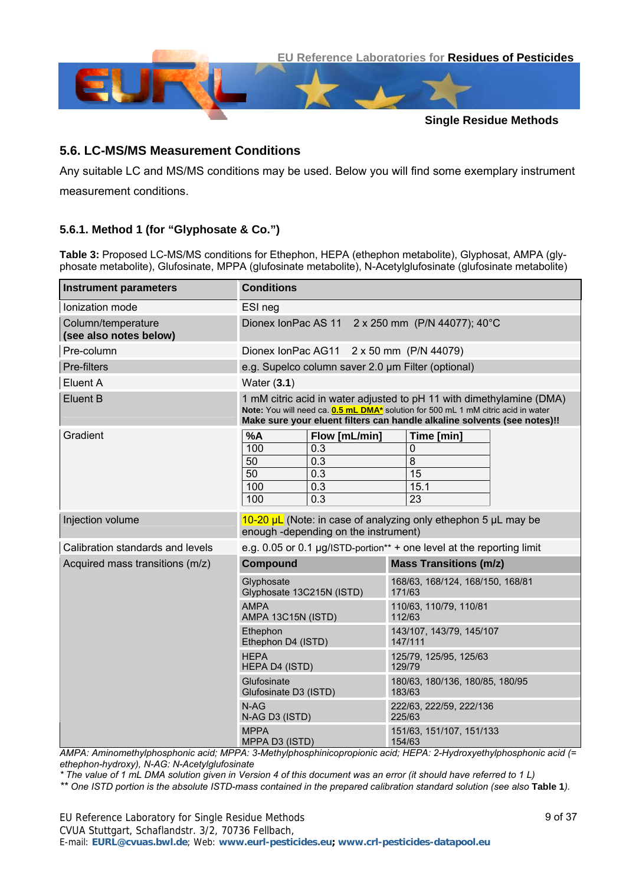## 5.6. LC-MS/MS Measurement Conditions

Any suitable LC and MS/MS conditions may be used. Below you will find some exemplary instrument measurement conditions.

### 5.6.1. Method 1 (for "Glyphosate & Co.")

**Table 3:** Proposed LC-MS/MS conditions for Ethephon, HEPA (ethephon metabolite), Glyphosat, AMPA (glyphosate metabolite), Glufosinate, MPPA (glufosinate metabolite), N-Acetylglufosinate (glufosinate metabolite)

| Instrument parameters | Conditions |
|---|---|
| Ionization mode | ESI neg |
| Column/temperature **(see also notes below)** | Dionex IonPac AS 11 2 x 250 mm (P/N 44077); 40°C |
| Pre-column | Dionex IonPac AG11 2 x 50 mm (P/N 44079) |
| Pre-filters | e.g. Supelco column saver 2.0 µm Filter (optional) |
| Eluent A | Water (**3.1**) |
| Eluent B | 1 mM citric acid in water adjusted to pH 11 with dimethylamine (DMA) **Note:** You will need ca. **0.5 mL DMA*** solution for 500 mL 1 mM citric acid in water **Make sure your eluent filters can handle alkaline solvents (see notes)!!** |
| Gradient | see below |
| Injection volume | 10-20 µL (Note: in case of analyzing only ethephon 5 µL may be enough -depending on the instrument) |
| Calibration standards and levels | e.g. 0.05 or 0.1 µg/ISTD-portion** + one level at the reporting limit |
| Acquired mass transitions (m/z) | see below |

Gradient:

| %A | Flow [mL/min] | Time [min] |
|---|---|---|
| 100 | 0.3 | 0 |
| 50 | 0.3 | 8 |
| 50 | 0.3 | 15 |
| 100 | 0.3 | 15.1 |
| 100 | 0.3 | 23 |

Acquired mass transitions (m/z):

| Compound | Mass Transitions (m/z) |
|---|---|
| Glyphosate<br>Glyphosate 13C215N (ISTD) | 168/63, 168/124, 168/150, 168/81<br>171/63 |
| AMPA<br>AMPA 13C15N (ISTD) | 110/63, 110/79, 110/81<br>112/63 |
| Ethephon<br>Ethephon D4 (ISTD) | 143/107, 143/79, 145/107<br>147/111 |
| HEPA<br>HEPA D4 (ISTD) | 125/79, 125/95, 125/63<br>129/79 |
| Glufosinate<br>Glufosinate D3 (ISTD) | 180/63, 180/136, 180/85, 180/95<br>183/63 |
| N-AG<br>N-AG D3 (ISTD) | 222/63, 222/59, 222/136<br>225/63 |
| MPPA<br>MPPA D3 (ISTD) | 151/63, 151/107, 151/133<br>154/63 |

*AMPA: Aminomethylphosphonic acid; MPPA: 3-Methylphosphinicopropionic acid; HEPA: 2-Hydroxyethylphosphonic acid (= ethephon-hydroxy), N-AG: N-Acetylglufosinate*

*\* The value of 1 mL DMA solution given in Version 4 of this document was an error (it should have referred to 1 L)*

*\*\* One ISTD portion is the absolute ISTD-mass contained in the prepared calibration standard solution (see also* **Table 1**).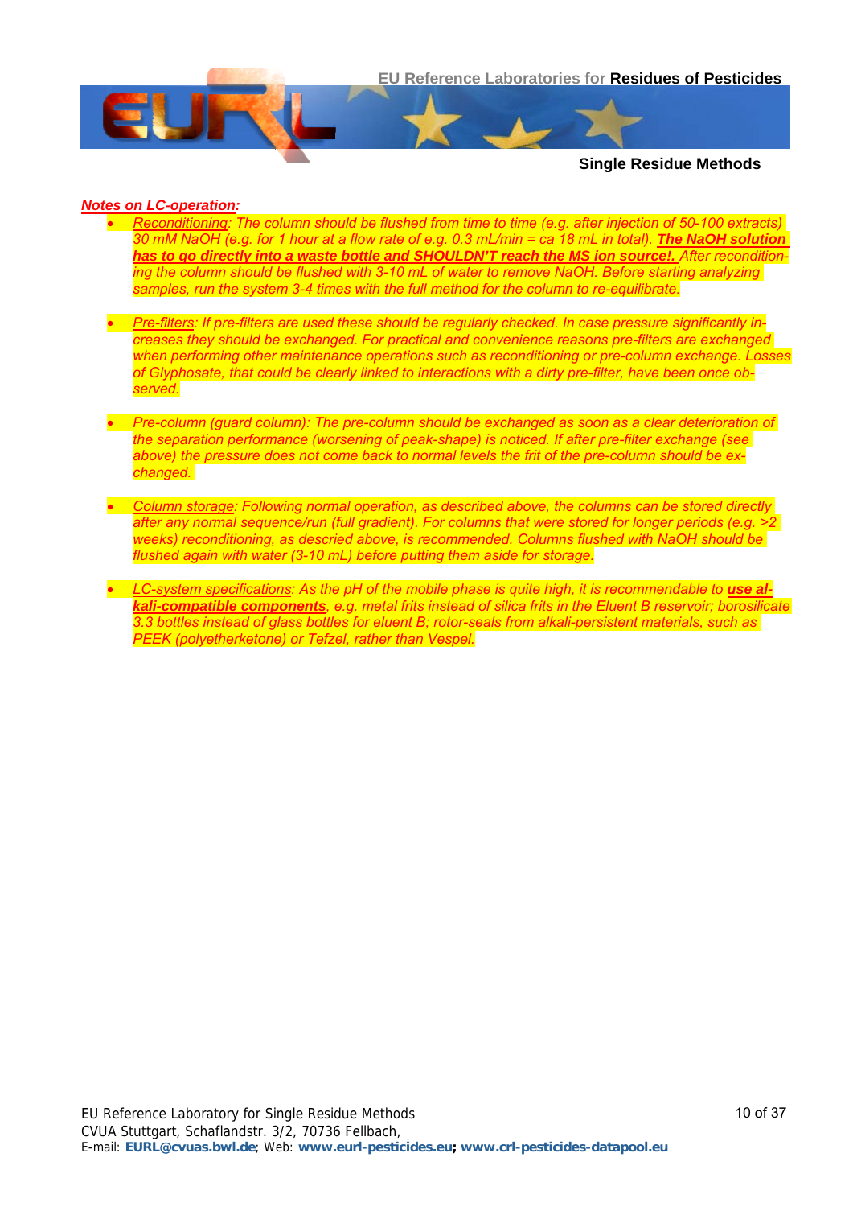***Notes on LC-operation:***

- *Reconditioning: The column should be flushed from time to time (e.g. after injection of 50-100 extracts) 30 mM NaOH (e.g. for 1 hour at a flow rate of e.g. 0.3 mL/min = ca 18 mL in total).* ***The NaOH solution has to go directly into a waste bottle and SHOULDN'T reach the MS ion source!.*** *After reconditioning the column should be flushed with 3-10 mL of water to remove NaOH. Before starting analyzing samples, run the system 3-4 times with the full method for the column to re-equilibrate.*

- *Pre-filters: If pre-filters are used these should be regularly checked. In case pressure significantly increases they should be exchanged. For practical and convenience reasons pre-filters are exchanged when performing other maintenance operations such as reconditioning or pre-column exchange. Losses of Glyphosate, that could be clearly linked to interactions with a dirty pre-filter, have been once observed.*

- *Pre-column (guard column): The pre-column should be exchanged as soon as a clear deterioration of the separation performance (worsening of peak-shape) is noticed. If after pre-filter exchange (see above) the pressure does not come back to normal levels the frit of the pre-column should be exchanged.*

- *Column storage: Following normal operation, as described above, the columns can be stored directly after any normal sequence/run (full gradient). For columns that were stored for longer periods (e.g. >2 weeks) reconditioning, as descried above, is recommended. Columns flushed with NaOH should be flushed again with water (3-10 mL) before putting them aside for storage.*

- *LC-system specifications: As the pH of the mobile phase is quite high, it is recommendable to* ***use alkali-compatible components****, e.g. metal frits instead of silica frits in the Eluent B reservoir; borosilicate 3.3 bottles instead of glass bottles for eluent B; rotor-seals from alkali-persistent materials, such as PEEK (polyetherketone) or Tefzel, rather than Vespel.*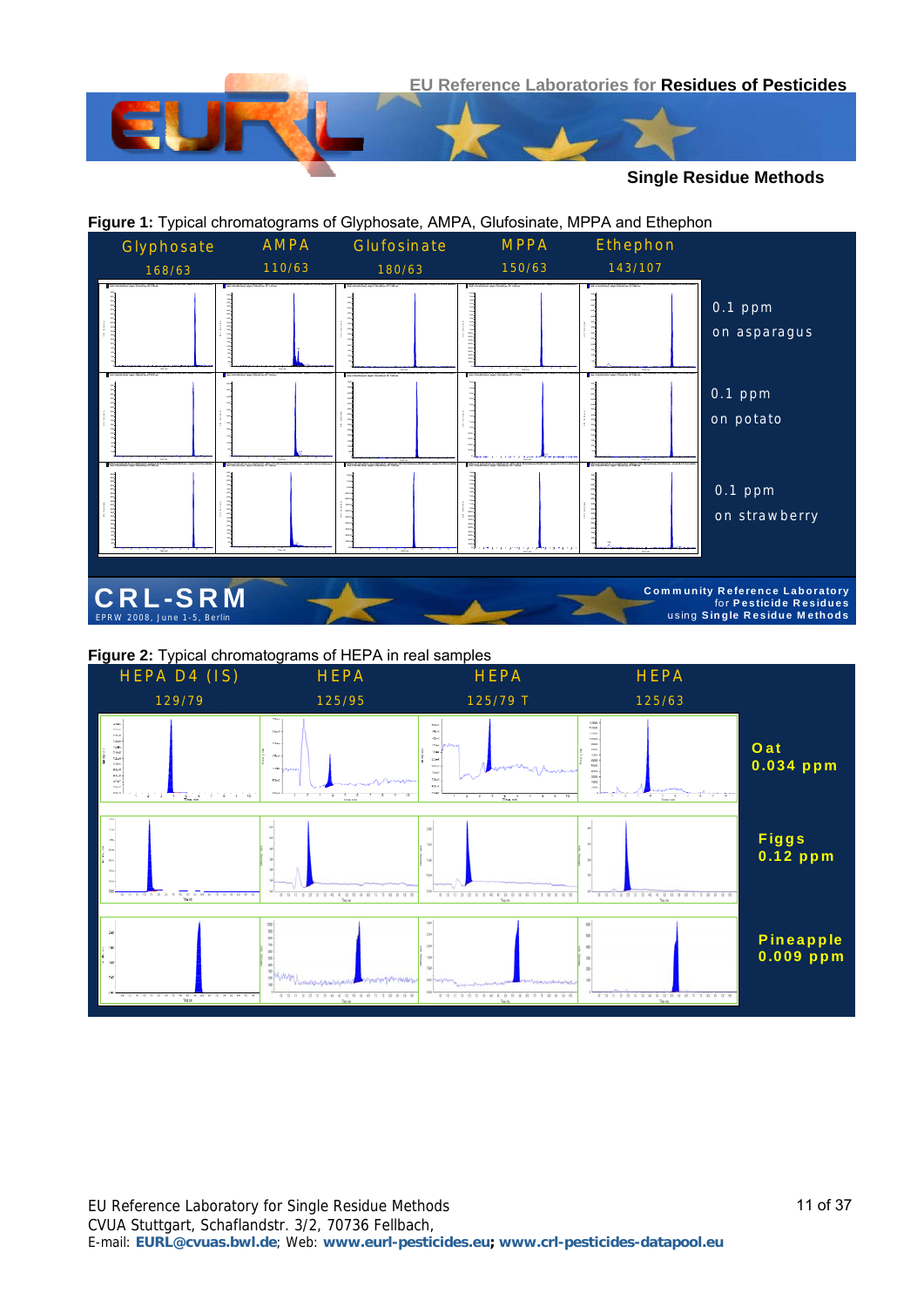**Figure 1:** Typical chromatograms of Glyphosate, AMPA, Glufosinate, MPPA and Ethephon

**Figure 2:** Typical chromatograms of HEPA in real samples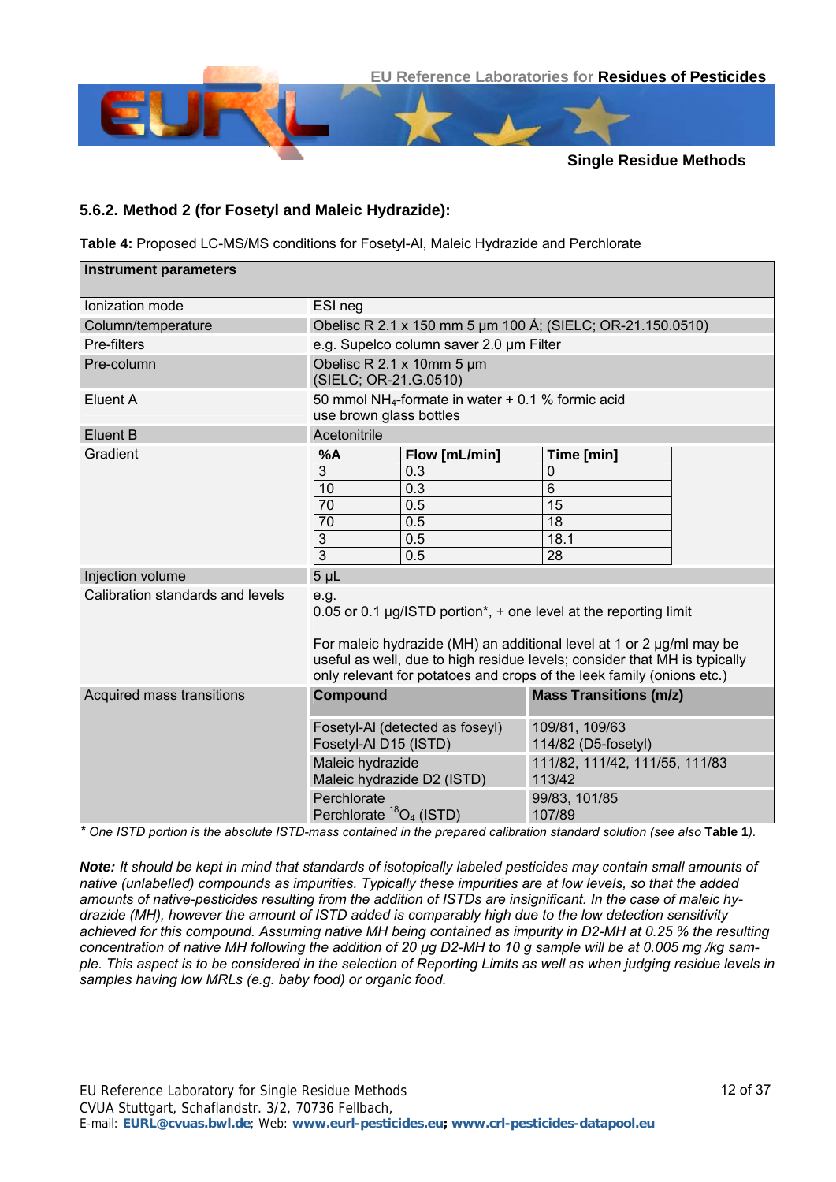### 5.6.2. Method 2 (for Fosetyl and Maleic Hydrazide):

**Table 4:** Proposed LC-MS/MS conditions for Fosetyl-Al, Maleic Hydrazide and Perchlorate

| **Instrument parameters** | | |
|---|---|---|
| Ionization mode | ESI neg | |
| Column/temperature | Obelisc R 2.1 x 150 mm 5 µm 100 Å; (SIELC; OR-21.150.0510) | |
| Pre-filters | e.g. Supelco column saver 2.0 µm Filter | |
| Pre-column | Obelisc R 2.1 x 10mm 5 µm (SIELC; OR-21.G.0510) | |
| Eluent A | 50 mmol $NH_4$-formate in water + 0.1 % formic acid use brown glass bottles | |
| Eluent B | Acetonitrile | |
| Gradient | **%A** / **Flow [mL/min]** / **Time [min]**: 3 / 0.3 / 0; 10 / 0.3 / 6; 70 / 0.5 / 15; 70 / 0.5 / 18; 3 / 0.5 / 18.1; 3 / 0.5 / 28 | |
| Injection volume | 5 µL | |
| Calibration standards and levels | e.g. 0.05 or 0.1 µg/ISTD portion*, + one level at the reporting limit<br><br>For maleic hydrazide (MH) an additional level at 1 or 2 µg/ml may be useful as well, due to high residue levels; consider that MH is typically only relevant for potatoes and crops of the leek family (onions etc.) | |
| Acquired mass transitions | **Compound** | **Mass Transitions (m/z)** |
| | Fosetyl-Al (detected as foseyl)<br>Fosetyl-Al D15 (ISTD) | 109/81, 109/63<br>114/82 (D5-fosetyl) |
| | Maleic hydrazide<br>Maleic hydrazide D2 (ISTD) | 111/82, 111/42, 111/55, 111/83<br>113/42 |
| | Perchlorate<br>Perchlorate $^{18}O_4$ (ISTD) | 99/83, 101/85<br>107/89 |

**Gradient:**

| %A | Flow [mL/min] | Time [min] |
|---|---|---|
| 3 | 0.3 | 0 |
| 10 | 0.3 | 6 |
| 70 | 0.5 | 15 |
| 70 | 0.5 | 18 |
| 3 | 0.5 | 18.1 |
| 3 | 0.5 | 28 |

*\* One ISTD portion is the absolute ISTD-mass contained in the prepared calibration standard solution (see also* **Table 1***).*

***Note:*** *It should be kept in mind that standards of isotopically labeled pesticides may contain small amounts of native (unlabelled) compounds as impurities. Typically these impurities are at low levels, so that the added amounts of native-pesticides resulting from the addition of ISTDs are insignificant. In the case of maleic hydrazide (MH), however the amount of ISTD added is comparably high due to the low detection sensitivity achieved for this compound. Assuming native MH being contained as impurity in D2-MH at 0.25 % the resulting concentration of native MH following the addition of 20 µg D2-MH to 10 g sample will be at 0.005 mg /kg sample. This aspect is to be considered in the selection of Reporting Limits as well as when judging residue levels in samples having low MRLs (e.g. baby food) or organic food.*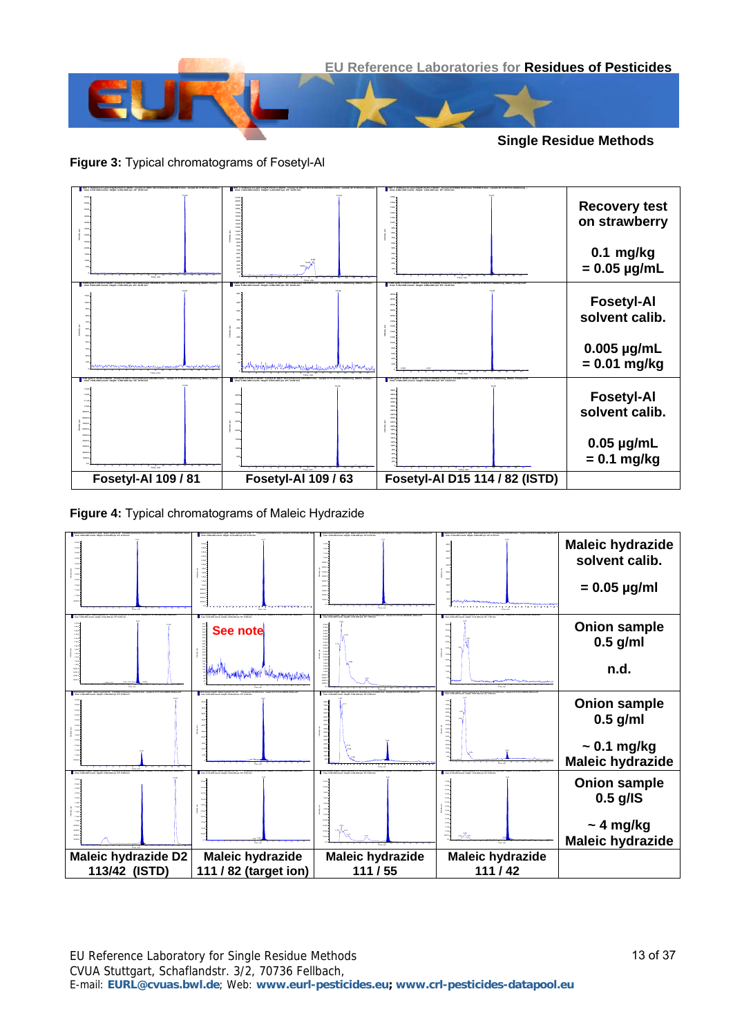**Figure 3:** Typical chromatograms of Fosetyl-Al

| | | | |
|---|---|---|---|
| | | | Recovery test on strawberry<br><br>0.1 mg/kg = 0.05 µg/mL |
| | | | Fosetyl-Al solvent calib.<br><br>0.005 µg/mL = 0.01 mg/kg |
| | | | Fosetyl-Al solvent calib.<br><br>0.05 µg/mL = 0.1 mg/kg |
| Fosetyl-Al 109 / 81 | Fosetyl-Al 109 / 63 | Fosetyl-Al D15 114 / 82 (ISTD) | |

**Figure 4:** Typical chromatograms of Maleic Hydrazide

| | | | | |
|---|---|---|---|---|
| | | | | Maleic hydrazide solvent calib.<br><br>= 0.05 µg/ml |
| | See note | | | Onion sample 0.5 g/ml<br><br>n.d. |
| | | | | Onion sample 0.5 g/ml<br><br>~ 0.1 mg/kg Maleic hydrazide |
| | | | | Onion sample 0.5 g/IS<br><br>~ 4 mg/kg Maleic hydrazide |
| Maleic hydrazide D2 113/42 (ISTD) | Maleic hydrazide 111 / 82 (target ion) | Maleic hydrazide 111 / 55 | Maleic hydrazide 111 / 42 | |

EU Reference Laboratory for Single Residue Methods
CVUA Stuttgart, Schaflandstr. 3/2, 70736 Fellbach,
E-mail: **EURL@cvuas.bwl.de**; Web: **www.eurl-pesticides.eu**; **www.crl-pesticides-datapool.eu**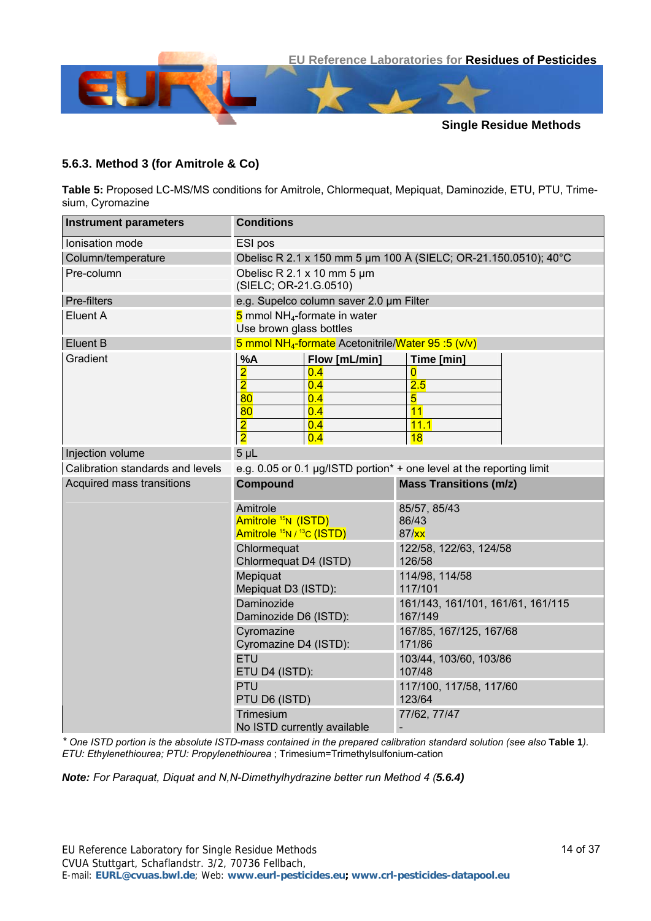## 5.6.3. Method 3 (for Amitrole & Co)

**Table 5:** Proposed LC-MS/MS conditions for Amitrole, Chlormequat, Mepiquat, Daminozide, ETU, PTU, Trimesium, Cyromazine

| Instrument parameters | Conditions | | |
|---|---|---|---|
| Ionisation mode | ESI pos | | |
| Column/temperature | Obelisc R 2.1 x 150 mm 5 µm 100 Å (SIELC; OR-21.150.0510); 40°C | | |
| Pre-column | Obelisc R 2.1 x 10 mm 5 µm (SIELC; OR-21.G.0510) | | |
| Pre-filters | e.g. Supelco column saver 2.0 µm Filter | | |
| Eluent A | 5 mmol $NH_4$-formate in water<br>Use brown glass bottles | | |
| Eluent B | 5 mmol $NH_4$-formate Acetonitrile/Water 95 :5 (v/v) | | |
| Gradient | **%A** | **Flow [mL/min]** | **Time [min]** |
| | 2 | 0.4 | 0 |
| | 2 | 0.4 | 2.5 |
| | 80 | 0.4 | 5 |
| | 80 | 0.4 | 11 |
| | 2 | 0.4 | 11.1 |
| | 2 | 0.4 | 18 |
| Injection volume | 5 µL | | |
| Calibration standards and levels | e.g. 0.05 or 0.1 µg/ISTD portion* + one level at the reporting limit | | |
| Acquired mass transitions | **Compound** | **Mass Transitions (m/z)** | |
| | Amitrole<br>Amitrole $^{15}N$ (ISTD)<br>Amitrole $^{15}N$ / $^{13}C$ (ISTD) | 85/57, 85/43<br>86/43<br>87/xx | |
| | Chlormequat<br>Chlormequat D4 (ISTD) | 122/58, 122/63, 124/58<br>126/58 | |
| | Mepiquat<br>Mepiquat D3 (ISTD): | 114/98, 114/58<br>117/101 | |
| | Daminozide<br>Daminozide D6 (ISTD): | 161/143, 161/101, 161/61, 161/115<br>167/149 | |
| | Cyromazine<br>Cyromazine D4 (ISTD): | 167/85, 167/125, 167/68<br>171/86 | |
| | ETU<br>ETU D4 (ISTD): | 103/44, 103/60, 103/86<br>107/48 | |
| | PTU<br>PTU D6 (ISTD) | 117/100, 117/58, 117/60<br>123/64 | |
| | Trimesium<br>No ISTD currently available | 77/62, 77/47<br>- | |

*\* One ISTD portion is the absolute ISTD-mass contained in the prepared calibration standard solution (see also* **Table 1***).*
*ETU: Ethylenethiourea; PTU: Propylenethiourea* ; Trimesium=Trimethylsulfonium-cation

***Note:*** *For Paraquat, Diquat and N,N-Dimethylhydrazine better run Method 4 (**5.6.4**)*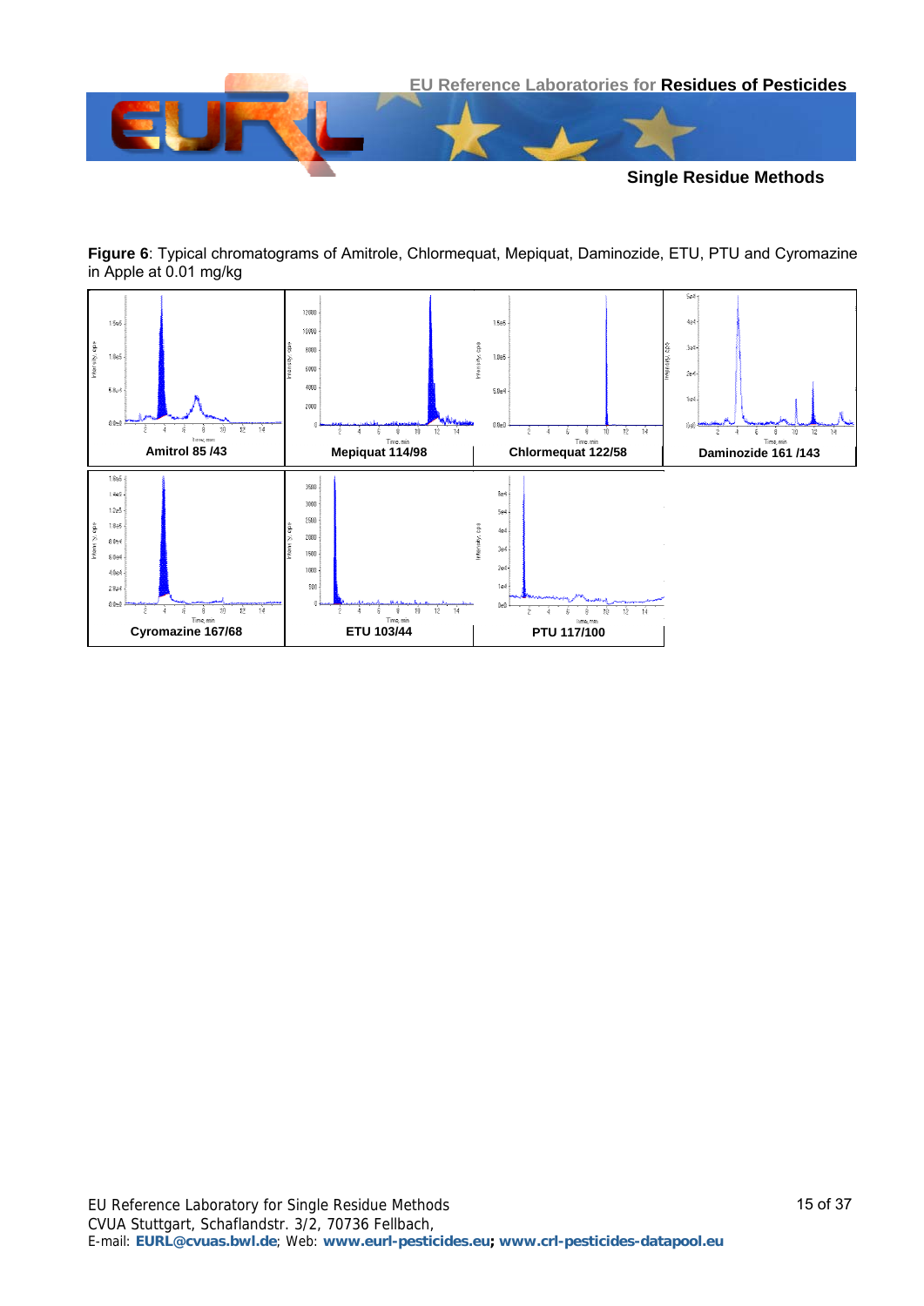**Figure 6**: Typical chromatograms of Amitrole, Chlormequat, Mepiquat, Daminozide, ETU, PTU and Cyromazine in Apple at 0.01 mg/kg

| Amitrol 85 /43 | Mepiquat 114/98 | Chlormequat 122/58 | Daminozide 161 /143 |
| --- | --- | --- | --- |
| Cyromazine 167/68 | ETU 103/44 | PTU 117/100 | |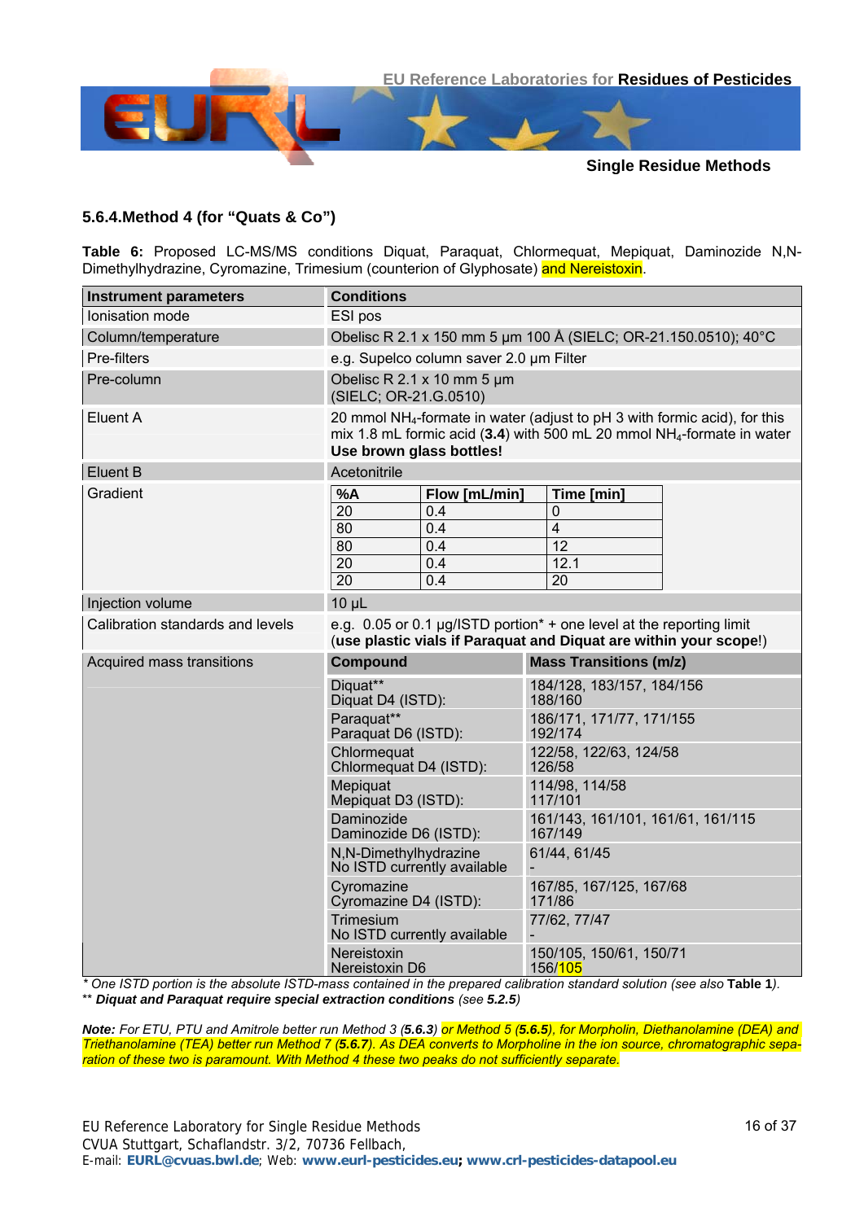### 5.6.4.Method 4 (for "Quats & Co")

**Table 6:** Proposed LC-MS/MS conditions Diquat, Paraquat, Chlormequat, Mepiquat, Daminozide N,N-Dimethylhydrazine, Cyromazine, Trimesium (counterion of Glyphosate) and Nereistoxin.

| Instrument parameters | Conditions | |
|---|---|---|
| Ionisation mode | ESI pos | |
| Column/temperature | Obelisc R 2.1 x 150 mm 5 µm 100 Å (SIELC; OR-21.150.0510); 40°C | |
| Pre-filters | e.g. Supelco column saver 2.0 µm Filter | |
| Pre-column | Obelisc R 2.1 x 10 mm 5 µm (SIELC; OR-21.G.0510) | |
| Eluent A | 20 mmol $NH_4$-formate in water (adjust to pH 3 with formic acid), for this mix 1.8 mL formic acid (**3.4**) with 500 mL 20 mmol $NH_4$-formate in water **Use brown glass bottles!** | |
| Eluent B | Acetonitrile | |
| Gradient | **%A** / **Flow [mL/min]** / **Time [min]**<br>20 / 0.4 / 0<br>80 / 0.4 / 4<br>80 / 0.4 / 12<br>20 / 0.4 / 12.1<br>20 / 0.4 / 20 | |
| Injection volume | 10 µL | |
| Calibration standards and levels | e.g. 0.05 or 0.1 µg/ISTD portion* + one level at the reporting limit (**use plastic vials if Paraquat and Diquat are within your scope**!) | |
| Acquired mass transitions | **Compound** | **Mass Transitions (m/z)** |
| | Diquat**<br>Diquat D4 (ISTD): | 184/128, 183/157, 184/156<br>188/160 |
| | Paraquat**<br>Paraquat D6 (ISTD): | 186/171, 171/77, 171/155<br>192/174 |
| | Chlormequat<br>Chlormequat D4 (ISTD): | 122/58, 122/63, 124/58<br>126/58 |
| | Mepiquat<br>Mepiquat D3 (ISTD): | 114/98, 114/58<br>117/101 |
| | Daminozide<br>Daminozide D6 (ISTD): | 161/143, 161/101, 161/61, 161/115<br>167/149 |
| | N,N-Dimethylhydrazine<br>No ISTD currently available | 61/44, 61/45<br>- |
| | Cyromazine<br>Cyromazine D4 (ISTD): | 167/85, 167/125, 167/68<br>171/86 |
| | Trimesium<br>No ISTD currently available | 77/62, 77/47<br>- |
| | Nereistoxin<br>Nereistoxin D6 | 150/105, 150/61, 150/71<br>156/105 |

*\* One ISTD portion is the absolute ISTD-mass contained in the prepared calibration standard solution (see also* **Table 1**).
*\*\* **Diquat and Paraquat require special extraction conditions** (see* **5.2.5**)

***Note:*** *For ETU, PTU and Amitrole better run Method 3 (**5.6.3**) or Method 5 (**5.6.5**), for Morpholin, Diethanolamine (DEA) and Triethanolamine (TEA) better run Method 7 (**5.6.7**). As DEA converts to Morpholine in the ion source, chromatographic separation of these two is paramount. With Method 4 these two peaks do not sufficiently separate.*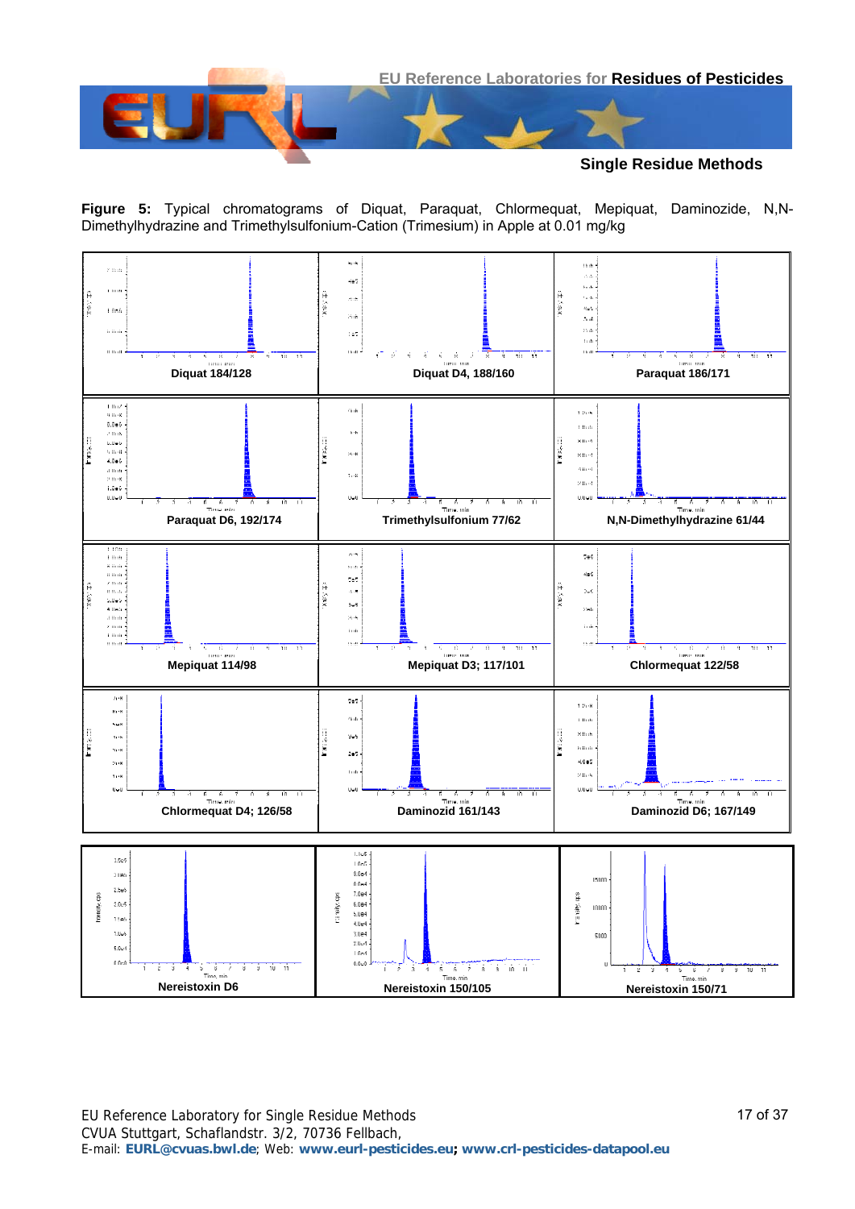**Figure 5:** Typical chromatograms of Diquat, Paraquat, Chlormequat, Mepiquat, Daminozide, N,N-Dimethylhydrazine and Trimethylsulfonium-Cation (Trimesium) in Apple at 0.01 mg/kg

| Diquat 184/128 | Diquat D4, 188/160 | Paraquat 186/171 |
|---|---|---|
| Paraquat D6, 192/174 | Trimethylsulfonium 77/62 | N,N-Dimethylhydrazine 61/44 |
| Mepiquat 114/98 | Mepiquat D3; 117/101 | Chlormequat 122/58 |
| Chlormequat D4; 126/58 | Daminozid 161/143 | Daminozid D6; 167/149 |
| Nereistoxin D6 | Nereistoxin 150/105 | Nereistoxin 150/71 |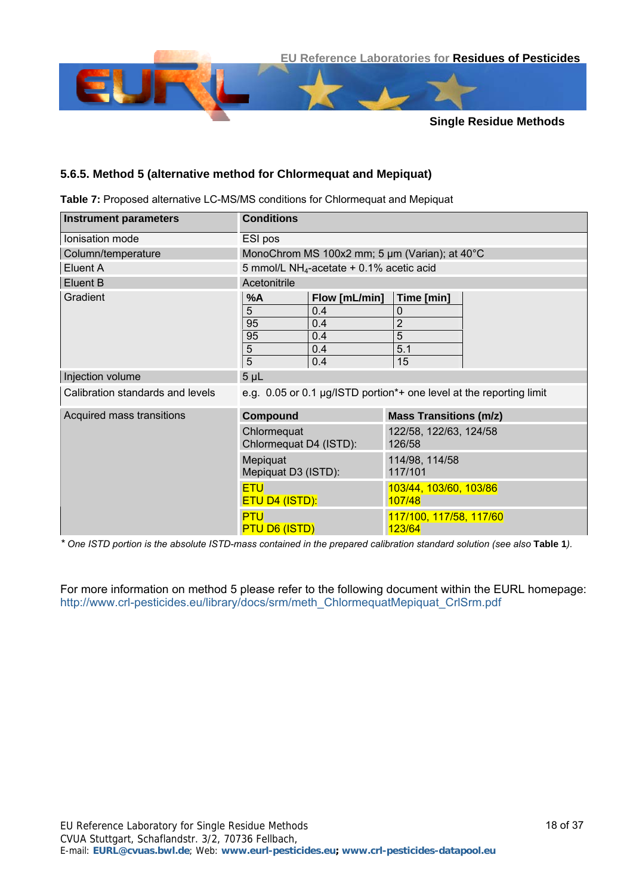### 5.6.5. Method 5 (alternative method for Chlormequat and Mepiquat)

**Table 7:** Proposed alternative LC-MS/MS conditions for Chlormequat and Mepiquat

| Instrument parameters | Conditions | | |
|---|---|---|---|
| Ionisation mode | ESI pos | | |
| Column/temperature | MonoChrom MS 100x2 mm; 5 µm (Varian); at 40°C | | |
| Eluent A | 5 mmol/L $NH_4$-acetate + 0.1% acetic acid | | |
| Eluent B | Acetonitrile | | |
| Gradient | **%A** | **Flow [mL/min]** | **Time [min]** |
| | 5 | 0.4 | 0 |
| | 95 | 0.4 | 2 |
| | 95 | 0.4 | 5 |
| | 5 | 0.4 | 5.1 |
| | 5 | 0.4 | 15 |
| Injection volume | 5 µL | | |
| Calibration standards and levels | e.g. 0.05 or 0.1 µg/ISTD portion*+ one level at the reporting limit | | |
| Acquired mass transitions | **Compound** | **Mass Transitions (m/z)** | |
| | Chlormequat<br>Chlormequat D4 (ISTD): | 122/58, 122/63, 124/58<br>126/58 | |
| | Mepiquat<br>Mepiquat D3 (ISTD): | 114/98, 114/58<br>117/101 | |
| | ETU<br>ETU D4 (ISTD): | 103/44, 103/60, 103/86<br>107/48 | |
| | PTU<br>PTU D6 (ISTD) | 117/100, 117/58, 117/60<br>123/64 | |

* *One ISTD portion is the absolute ISTD-mass contained in the prepared calibration standard solution (see also* **Table 1***).*

For more information on method 5 please refer to the following document within the EURL homepage: http://www.crl-pesticides.eu/library/docs/srm/meth_ChlormequatMepiquat_CrlSrm.pdf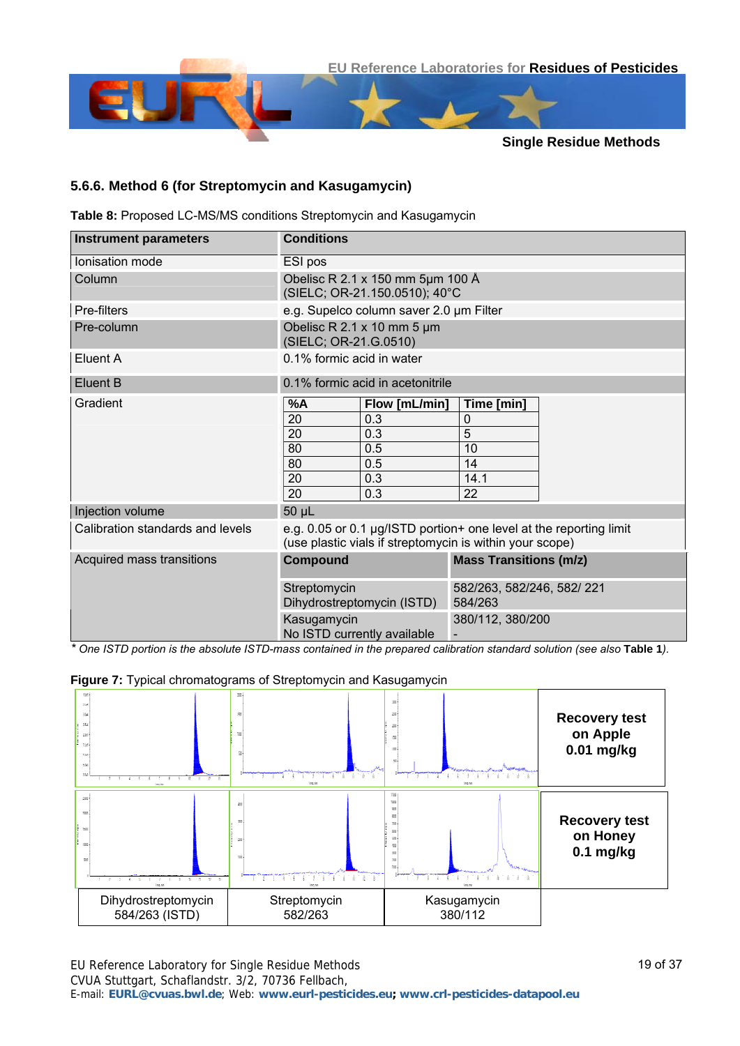### 5.6.6. Method 6 (for Streptomycin and Kasugamycin)

**Table 8:** Proposed LC-MS/MS conditions Streptomycin and Kasugamycin

| Instrument parameters | Conditions |
|---|---|
| Ionisation mode | ESI pos |
| Column | Obelisc R 2.1 x 150 mm 5µm 100 Å (SIELC; OR-21.150.0510); 40°C |
| Pre-filters | e.g. Supelco column saver 2.0 µm Filter |
| Pre-column | Obelisc R 2.1 x 10 mm 5 µm (SIELC; OR-21.G.0510) |
| Eluent A | 0.1% formic acid in water |
| Eluent B | 0.1% formic acid in acetonitrile |
| Gradient | see below |
| Injection volume | 50 µL |
| Calibration standards and levels | e.g. 0.05 or 0.1 µg/ISTD portion+ one level at the reporting limit (use plastic vials if streptomycin is within your scope) |
| Acquired mass transitions | see below |

Gradient:

| %A | Flow [mL/min] | Time [min] |
|---|---|---|
| 20 | 0.3 | 0 |
| 20 | 0.3 | 5 |
| 80 | 0.5 | 10 |
| 80 | 0.5 | 14 |
| 20 | 0.3 | 14.1 |
| 20 | 0.3 | 22 |

Acquired mass transitions:

| Compound | Mass Transitions (m/z) |
|---|---|
| Streptomycin | 582/263, 582/246, 582/ 221 |
| Dihydrostreptomycin (ISTD) | 584/263 |
| Kasugamycin | 380/112, 380/200 |
| No ISTD currently available | - |

\* *One ISTD portion is the absolute ISTD-mass contained in the prepared calibration standard solution (see also* ***Table 1****).*

**Figure 7:** Typical chromatograms of Streptomycin and Kasugamycin

| | Dihydrostreptomycin 584/263 (ISTD) | Streptomycin 582/263 | Kasugamycin 380/112 |
|---|---|---|---|
| **Recovery test on Apple 0.01 mg/kg** | | | |
| **Recovery test on Honey 0.1 mg/kg** | | | |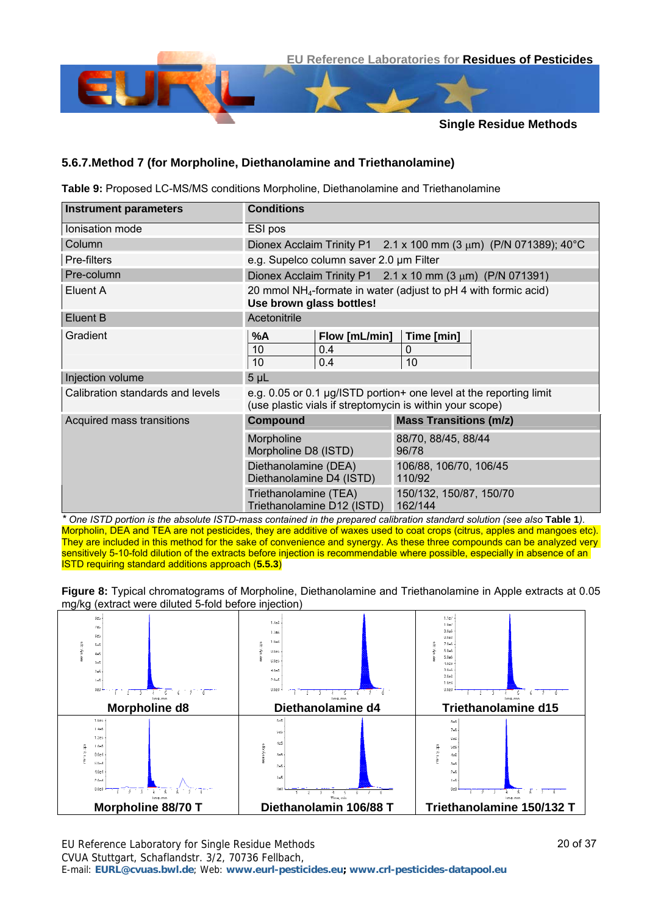### 5.6.7. Method 7 (for Morpholine, Diethanolamine and Triethanolamine)

**Table 9:** Proposed LC-MS/MS conditions Morpholine, Diethanolamine and Triethanolamine

| Instrument parameters | Conditions | | |
|---|---|---|---|
| Ionisation mode | ESI pos | | |
| Column | Dionex Acclaim Trinity P1 2.1 x 100 mm (3 µm) (P/N 071389); 40°C | | |
| Pre-filters | e.g. Supelco column saver 2.0 µm Filter | | |
| Pre-column | Dionex Acclaim Trinity P1 2.1 x 10 mm (3 µm) (P/N 071391) | | |
| Eluent A | 20 mmol $NH_4$-formate in water (adjust to pH 4 with formic acid) **Use brown glass bottles!** | | |
| Eluent B | Acetonitrile | | |
| Gradient | **%A** | **Flow [mL/min]** | **Time [min]** |
| | 10 | 0.4 | 0 |
| | 10 | 0.4 | 10 |
| Injection volume | 5 µL | | |
| Calibration standards and levels | e.g. 0.05 or 0.1 µg/ISTD portion+ one level at the reporting limit (use plastic vials if streptomycin is within your scope) | | |
| Acquired mass transitions | **Compound** | **Mass Transitions (m/z)** | |
| | Morpholine<br>Morpholine D8 (ISTD) | 88/70, 88/45, 88/44<br>96/78 | |
| | Diethanolamine (DEA)<br>Diethanolamine D4 (ISTD) | 106/88, 106/70, 106/45<br>110/92 | |
| | Triethanolamine (TEA)<br>Triethanolamine D12 (ISTD) | 150/132, 150/87, 150/70<br>162/144 | |

\* *One ISTD portion is the absolute ISTD-mass contained in the prepared calibration standard solution (see also* **Table 1***).*

Morpholin, DEA and TEA are not pesticides, they are additive of waxes used to coat crops (citrus, apples and mangoes etc). They are included in this method for the sake of convenience and synergy. As these three compounds can be analyzed very sensitively 5-10-fold dilution of the extracts before injection is recommendable where possible, especially in absence of an ISTD requiring standard additions approach (**5.5.3**)

**Figure 8:** Typical chromatograms of Morpholine, Diethanolamine and Triethanolamine in Apple extracts at 0.05 mg/kg (extract were diluted 5-fold before injection)

| Morpholine d8 | Diethanolamine d4 | Triethanolamine d15 |
|---|---|---|
| **Morpholine 88/70 T** | **Diethanolamin 106/88 T** | **Triethanolamine 150/132 T** |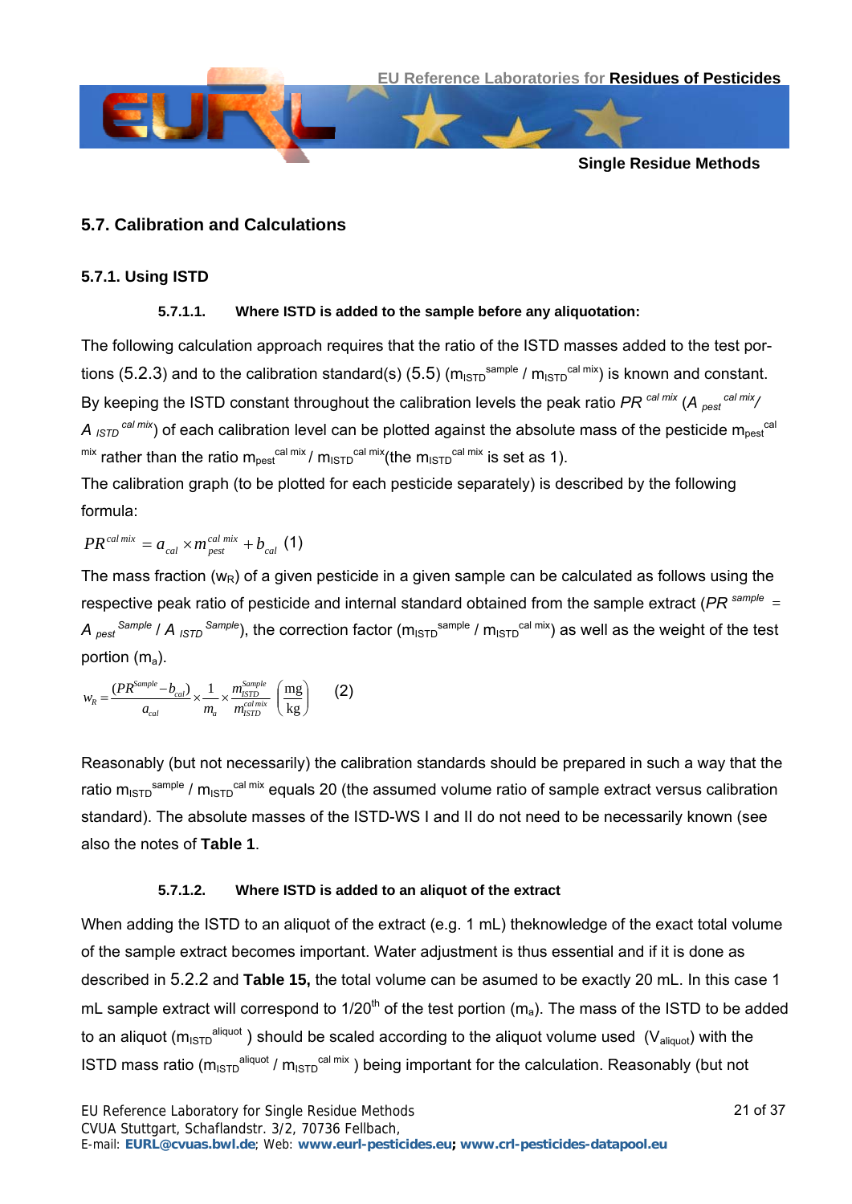## 5.7. Calibration and Calculations

### 5.7.1. Using ISTD

#### 5.7.1.1. Where ISTD is added to the sample before any aliquotation:

The following calculation approach requires that the ratio of the ISTD masses added to the test portions (5.2.3) and to the calibration standard(s) (5.5) ($m_{ISTD}^{sample}$ / $m_{ISTD}^{cal\ mix}$) is known and constant. By keeping the ISTD constant throughout the calibration levels the peak ratio $PR^{cal\ mix}$ ($A_{pest}^{cal\ mix}$/ $A_{ISTD}^{cal\ mix}$) of each calibration level can be plotted against the absolute mass of the pesticide $m_{pest}^{cal\ mix}$ rather than the ratio $m_{pest}^{cal\ mix}$ / $m_{ISTD}^{cal\ mix}$(the $m_{ISTD}^{cal\ mix}$ is set as 1).

The calibration graph (to be plotted for each pesticide separately) is described by the following formula:

$$PR^{cal\ mix} = a_{cal} \times m_{pest}^{cal\ mix} + b_{cal} \quad (1)$$

The mass fraction ($w_R$) of a given pesticide in a given sample can be calculated as follows using the respective peak ratio of pesticide and internal standard obtained from the sample extract ($PR^{sample}$ = $A_{pest}^{Sample}$ / $A_{ISTD}^{Sample}$), the correction factor ($m_{ISTD}^{sample}$ / $m_{ISTD}^{cal\ mix}$) as well as the weight of the test portion ($m_a$).

$$w_R = \frac{(PR^{Sample} - b_{cal})}{a_{cal}} \times \frac{1}{m_a} \times \frac{m_{ISTD}^{Sample}}{m_{ISTD}^{cal\ mix}} \left(\frac{\text{mg}}{\text{kg}}\right) \quad (2)$$

Reasonably (but not necessarily) the calibration standards should be prepared in such a way that the ratio $m_{ISTD}^{sample}$ / $m_{ISTD}^{cal\ mix}$ equals 20 (the assumed volume ratio of sample extract versus calibration standard). The absolute masses of the ISTD-WS I and II do not need to be necessarily known (see also the notes of **Table 1**.

#### 5.7.1.2. Where ISTD is added to an aliquot of the extract

When adding the ISTD to an aliquot of the extract (e.g. 1 mL) theknowledge of the exact total volume of the sample extract becomes important. Water adjustment is thus essential and if it is done as described in 5.2.2 and **Table 15,** the total volume can be asumed to be exactly 20 mL. In this case 1 mL sample extract will correspond to 1/20th of the test portion ($m_a$). The mass of the ISTD to be added to an aliquot ($m_{ISTD}^{aliquot}$ ) should be scaled according to the aliquot volume used ($V_{aliquot}$) with the ISTD mass ratio ($m_{ISTD}^{aliquot}$ / $m_{ISTD}^{cal\ mix}$ ) being important for the calculation. Reasonably (but not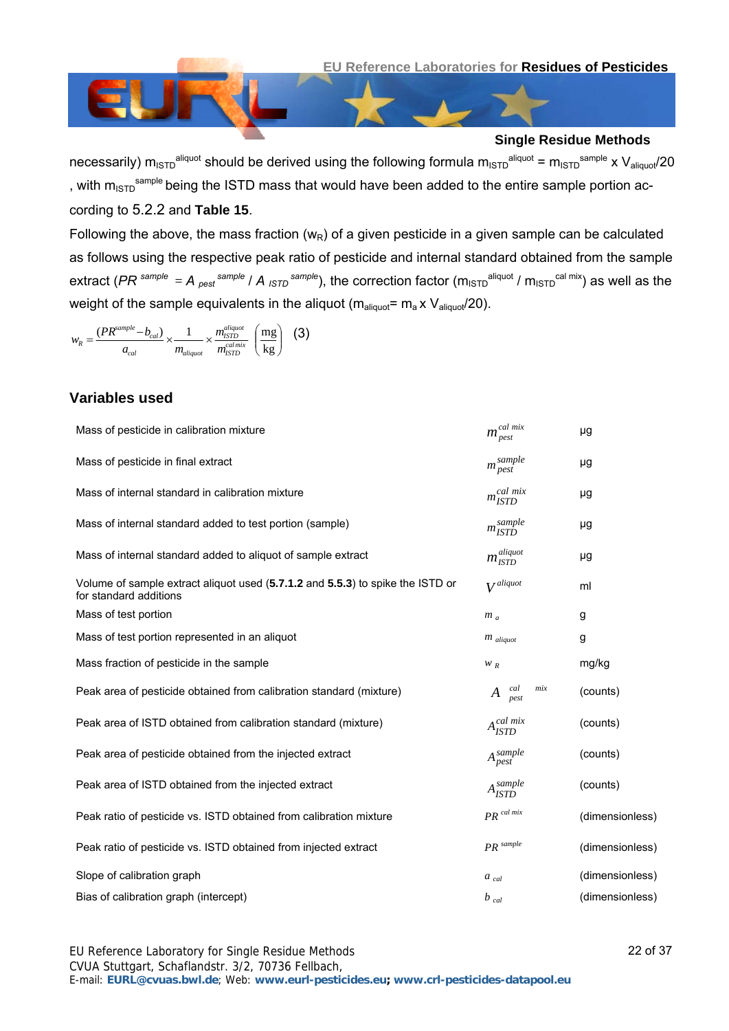necessarily) $m_{ISTD}^{aliquot}$ should be derived using the following formula $m_{ISTD}^{aliquot} = m_{ISTD}^{sample} \times V_{aliquot}/20$ , with $m_{ISTD}^{sample}$ being the ISTD mass that would have been added to the entire sample portion according to 5.2.2 and **Table 15**.

Following the above, the mass fraction ($w_R$) of a given pesticide in a given sample can be calculated as follows using the respective peak ratio of pesticide and internal standard obtained from the sample extract ($PR^{sample} = A_{pest}^{sample} / A_{ISTD}^{sample}$), the correction factor ($m_{ISTD}^{aliquot} / m_{ISTD}^{cal\ mix}$) as well as the weight of the sample equivalents in the aliquot ($m_{aliquot} = m_a \times V_{aliquot}/20$).

$$w_R = \frac{(PR^{sample} - b_{cal})}{a_{cal}} \times \frac{1}{m_{aliquot}} \times \frac{m_{ISTD}^{aliquot}}{m_{ISTD}^{cal\ mix}} \left(\frac{\text{mg}}{\text{kg}}\right) \quad (3)$$

## Variables used

| | | |
|---|---|---|
| Mass of pesticide in calibration mixture | $m_{pest}^{cal\ mix}$ | µg |
| Mass of pesticide in final extract | $m_{pest}^{sample}$ | µg |
| Mass of internal standard in calibration mixture | $m_{ISTD}^{cal\ mix}$ | µg |
| Mass of internal standard added to test portion (sample) | $m_{ISTD}^{sample}$ | µg |
| Mass of internal standard added to aliquot of sample extract | $m_{ISTD}^{aliquot}$ | µg |
| Volume of sample extract aliquot used (**5.7.1.2** and **5.5.3**) to spike the ISTD or for standard additions | $V^{aliquot}$ | ml |
| Mass of test portion | $m_a$ | g |
| Mass of test portion represented in an aliquot | $m_{aliquot}$ | g |
| Mass fraction of pesticide in the sample | $w_R$ | mg/kg |
| Peak area of pesticide obtained from calibration standard (mixture) | $A_{pest}^{cal\ mix}$ | (counts) |
| Peak area of ISTD obtained from calibration standard (mixture) | $A_{ISTD}^{cal\ mix}$ | (counts) |
| Peak area of pesticide obtained from the injected extract | $A_{pest}^{sample}$ | (counts) |
| Peak area of ISTD obtained from the injected extract | $A_{ISTD}^{sample}$ | (counts) |
| Peak ratio of pesticide vs. ISTD obtained from calibration mixture | $PR^{cal\ mix}$ | (dimensionless) |
| Peak ratio of pesticide vs. ISTD obtained from injected extract | $PR^{sample}$ | (dimensionless) |
| Slope of calibration graph | $a_{cal}$ | (dimensionless) |
| Bias of calibration graph (intercept) | $b_{cal}$ | (dimensionless) |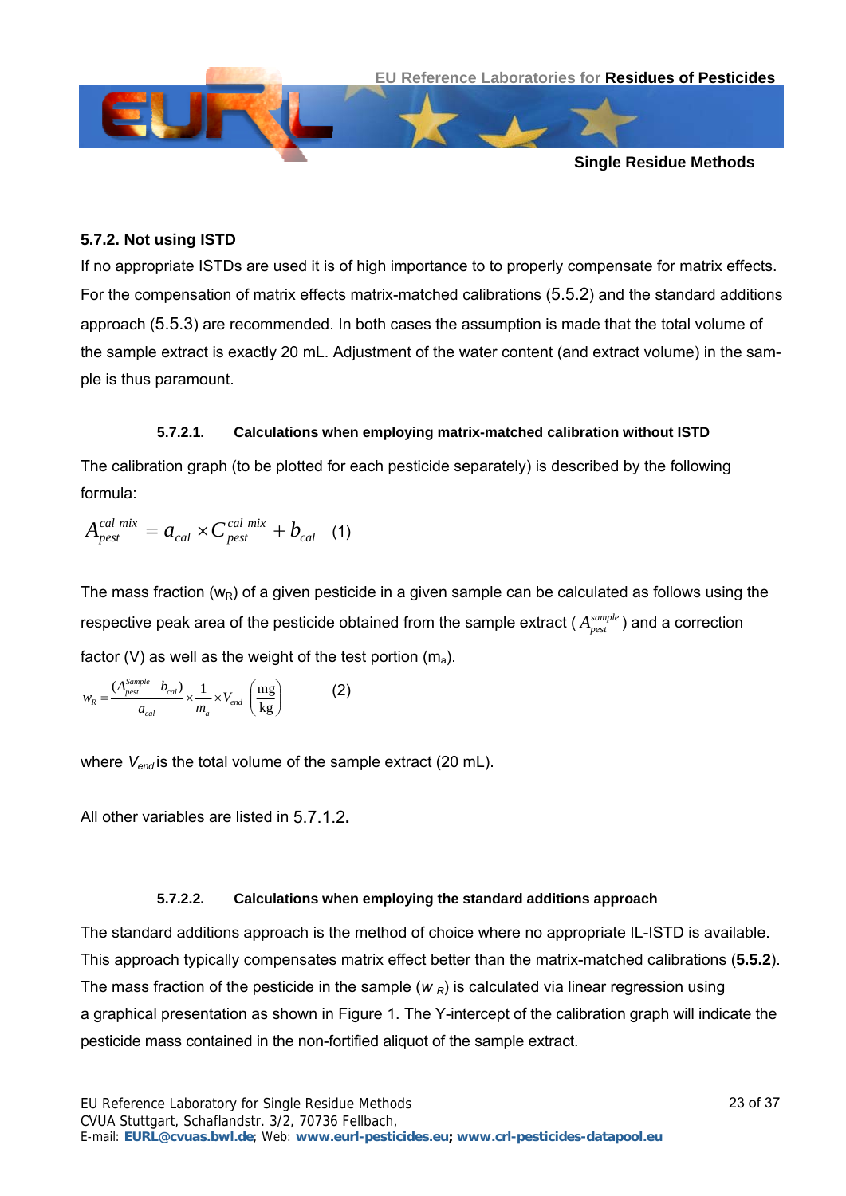### 5.7.2. Not using ISTD

If no appropriate ISTDs are used it is of high importance to to properly compensate for matrix effects. For the compensation of matrix effects matrix-matched calibrations (5.5.2) and the standard additions approach (5.5.3) are recommended. In both cases the assumption is made that the total volume of the sample extract is exactly 20 mL. Adjustment of the water content (and extract volume) in the sample is thus paramount.

#### 5.7.2.1. Calculations when employing matrix-matched calibration without ISTD

The calibration graph (to be plotted for each pesticide separately) is described by the following formula:

$$A_{pest}^{cal\ mix} = a_{cal} \times C_{pest}^{cal\ mix} + b_{cal} \quad (1)$$

The mass fraction ($w_R$) of a given pesticide in a given sample can be calculated as follows using the respective peak area of the pesticide obtained from the sample extract ( $A_{pest}^{sample}$ ) and a correction factor (V) as well as the weight of the test portion ($m_a$).

$$w_R = \frac{(A_{pest}^{Sample} - b_{cal})}{a_{cal}} \times \frac{1}{m_a} \times V_{end} \left(\frac{\text{mg}}{\text{kg}}\right) \quad (2)$$

where $V_{end}$ is the total volume of the sample extract (20 mL).

All other variables are listed in 5.7.1.2.

#### 5.7.2.2. Calculations when employing the standard additions approach

The standard additions approach is the method of choice where no appropriate IL-ISTD is available. This approach typically compensates matrix effect better than the matrix-matched calibrations (**5.5.2**). The mass fraction of the pesticide in the sample ($w_R$) is calculated via linear regression using a graphical presentation as shown in Figure 1. The Y-intercept of the calibration graph will indicate the pesticide mass contained in the non-fortified aliquot of the sample extract.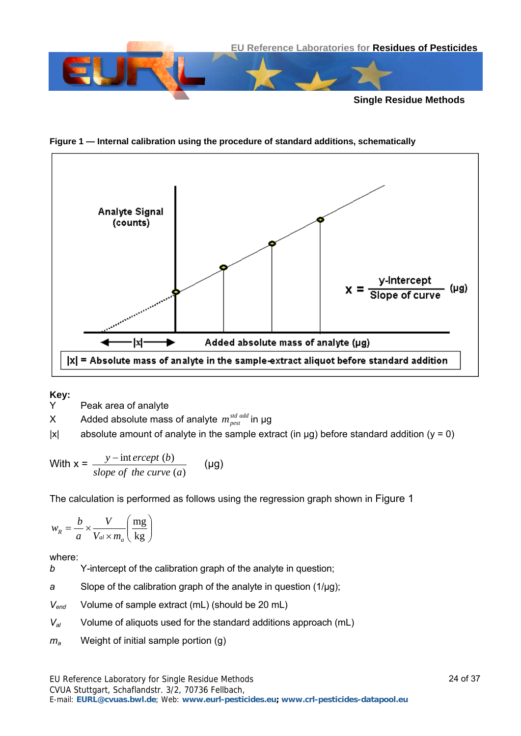**Figure 1 — Internal calibration using the procedure of standard additions, schematically**

Analyte Signal (counts)

$$x = \frac{\text{y-Intercept}}{\text{Slope of curve}} \ (\mu g)$$

|x| Added absolute mass of analyte (µg)

|x| = Absolute mass of analyte in the sample-extract aliquot before standard addition

**Key:**

Y Peak area of analyte

X Added absolute mass of analyte $m_{pest}^{std\ add}$ in µg

|x| absolute amount of analyte in the sample extract (in µg) before standard addition (y = 0)

With $x = \dfrac{y-intercept\ (b)}{slope\ of\ the\ curve\ (a)}$ (µg)

The calculation is performed as follows using the regression graph shown in Figure 1

$$w_R = \frac{b}{a} \times \frac{V}{V_{al} \times m_a} \left( \frac{\text{mg}}{\text{kg}} \right)$$

where:

*b* Y-intercept of the calibration graph of the analyte in question;

*a* Slope of the calibration graph of the analyte in question (1/µg);

$V_{end}$ Volume of sample extract (mL) (should be 20 mL)

$V_{al}$ Volume of aliquots used for the standard additions approach (mL)

$m_a$ Weight of initial sample portion (g)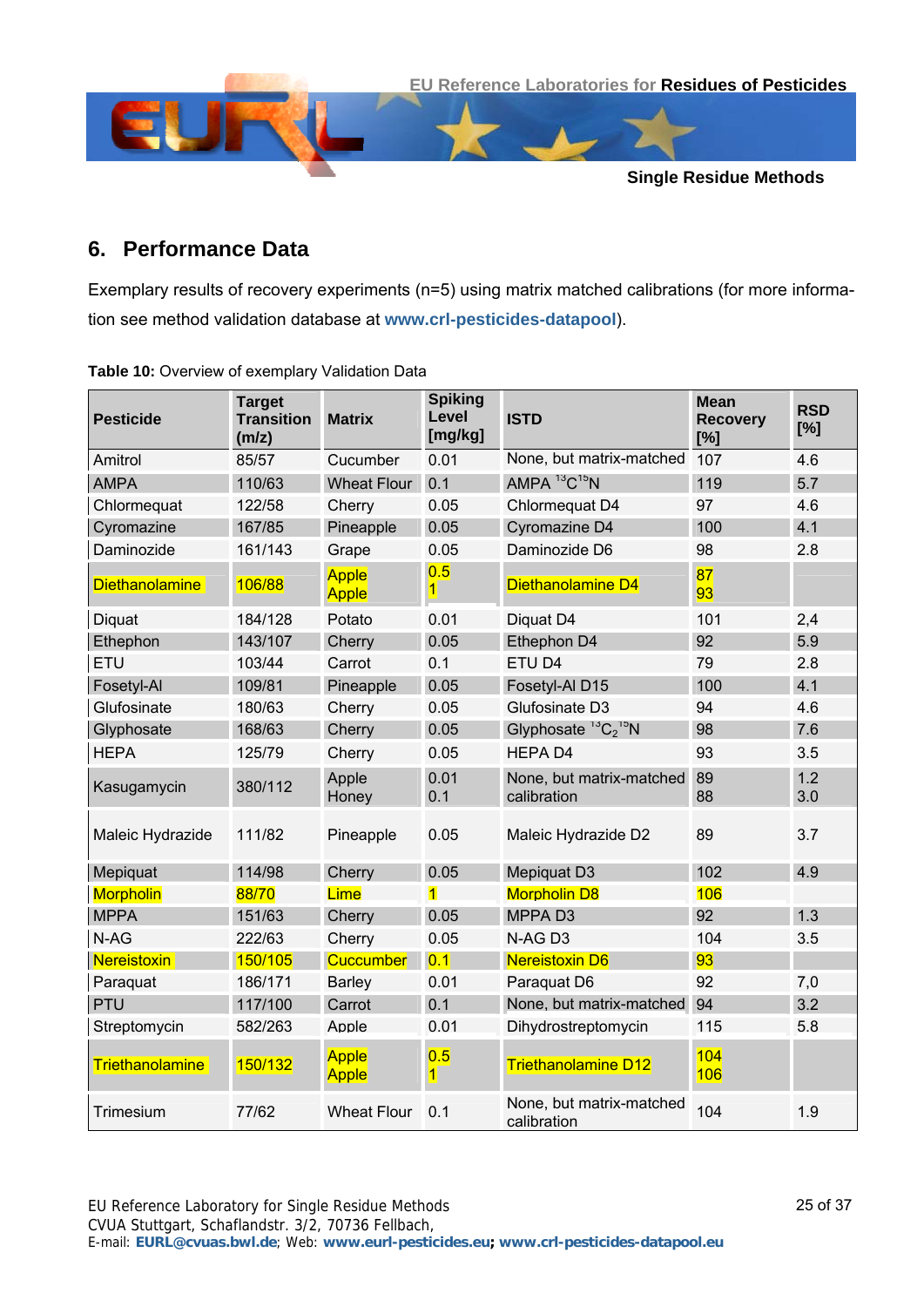## 6. Performance Data

Exemplary results of recovery experiments (n=5) using matrix matched calibrations (for more information see method validation database at **www.crl-pesticides-datapool**).

**Table 10:** Overview of exemplary Validation Data

| Pesticide | Target Transition (m/z) | Matrix | Spiking Level [mg/kg] | ISTD | Mean Recovery [%] | RSD [%] |
|---|---|---|---|---|---|---|
| Amitrol | 85/57 | Cucumber | 0.01 | None, but matrix-matched | 107 | 4.6 |
| AMPA | 110/63 | Wheat Flour | 0.1 | AMPA $^{13}C^{15}N$ | 119 | 5.7 |
| Chlormequat | 122/58 | Cherry | 0.05 | Chlormequat D4 | 97 | 4.6 |
| Cyromazine | 167/85 | Pineapple | 0.05 | Cyromazine D4 | 100 | 4.1 |
| Daminozide | 161/143 | Grape | 0.05 | Daminozide D6 | 98 | 2.8 |
| Diethanolamine | 106/88 | Apple<br>Apple | 0.5<br>1 | Diethanolamine D4 | 87<br>93 | |
| Diquat | 184/128 | Potato | 0.01 | Diquat D4 | 101 | 2,4 |
| Ethephon | 143/107 | Cherry | 0.05 | Ethephon D4 | 92 | 5.9 |
| ETU | 103/44 | Carrot | 0.1 | ETU D4 | 79 | 2.8 |
| Fosetyl-Al | 109/81 | Pineapple | 0.05 | Fosetyl-Al D15 | 100 | 4.1 |
| Glufosinate | 180/63 | Cherry | 0.05 | Glufosinate D3 | 94 | 4.6 |
| Glyphosate | 168/63 | Cherry | 0.05 | Glyphosate $^{13}C_2{}^{15}N$ | 98 | 7.6 |
| HEPA | 125/79 | Cherry | 0.05 | HEPA D4 | 93 | 3.5 |
| Kasugamycin | 380/112 | Apple<br>Honey | 0.01<br>0.1 | None, but matrix-matched calibration | 89<br>88 | 1.2<br>3.0 |
| Maleic Hydrazide | 111/82 | Pineapple | 0.05 | Maleic Hydrazide D2 | 89 | 3.7 |
| Mepiquat | 114/98 | Cherry | 0.05 | Mepiquat D3 | 102 | 4.9 |
| Morpholin | 88/70 | Lime | 1 | Morpholin D8 | 106 | |
| MPPA | 151/63 | Cherry | 0.05 | MPPA D3 | 92 | 1.3 |
| N-AG | 222/63 | Cherry | 0.05 | N-AG D3 | 104 | 3.5 |
| Nereistoxin | 150/105 | Cuccumber | 0.1 | Nereistoxin D6 | 93 | |
| Paraquat | 186/171 | Barley | 0.01 | Paraquat D6 | 92 | 7,0 |
| PTU | 117/100 | Carrot | 0.1 | None, but matrix-matched | 94 | 3.2 |
| Streptomycin | 582/263 | Apple | 0.01 | Dihydrostreptomycin | 115 | 5.8 |
| Triethanolamine | 150/132 | Apple<br>Apple | 0.5<br>1 | Triethanolamine D12 | 104<br>106 | |
| Trimesium | 77/62 | Wheat Flour | 0.1 | None, but matrix-matched calibration | 104 | 1.9 |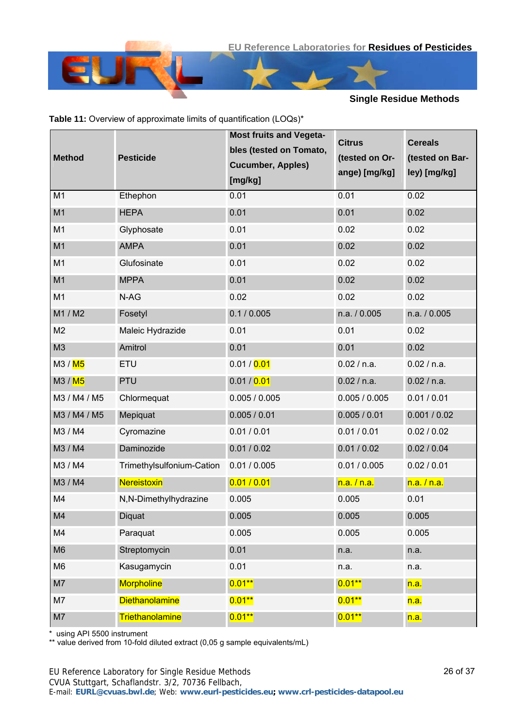**Table 11:** Overview of approximate limits of quantification (LOQs)*

| Method | Pesticide | Most fruits and Vegetables (tested on Tomato, Cucumber, Apples) [mg/kg] | Citrus (tested on Orange) [mg/kg] | Cereals (tested on Barley) [mg/kg] |
|---|---|---|---|---|
| M1 | Ethephon | 0.01 | 0.01 | 0.02 |
| M1 | HEPA | 0.01 | 0.01 | 0.02 |
| M1 | Glyphosate | 0.01 | 0.02 | 0.02 |
| M1 | AMPA | 0.01 | 0.02 | 0.02 |
| M1 | Glufosinate | 0.01 | 0.02 | 0.02 |
| M1 | MPPA | 0.01 | 0.02 | 0.02 |
| M1 | N-AG | 0.02 | 0.02 | 0.02 |
| M1 / M2 | Fosetyl | 0.1 / 0.005 | n.a. / 0.005 | n.a. / 0.005 |
| M2 | Maleic Hydrazide | 0.01 | 0.01 | 0.02 |
| M3 | Amitrol | 0.01 | 0.01 | 0.02 |
| M3 / M5 | ETU | 0.01 / 0.01 | 0.02 / n.a. | 0.02 / n.a. |
| M3 / M5 | PTU | 0.01 / 0.01 | 0.02 / n.a. | 0.02 / n.a. |
| M3 / M4 / M5 | Chlormequat | 0.005 / 0.005 | 0.005 / 0.005 | 0.01 / 0.01 |
| M3 / M4 / M5 | Mepiquat | 0.005 / 0.01 | 0.005 / 0.01 | 0.001 / 0.02 |
| M3 / M4 | Cyromazine | 0.01 / 0.01 | 0.01 / 0.01 | 0.02 / 0.02 |
| M3 / M4 | Daminozide | 0.01 / 0.02 | 0.01 / 0.02 | 0.02 / 0.04 |
| M3 / M4 | Trimethylsulfonium-Cation | 0.01 / 0.005 | 0.01 / 0.005 | 0.02 / 0.01 |
| M3 / M4 | Nereistoxin | 0.01 / 0.01 | n.a. / n.a. | n.a. / n.a. |
| M4 | N,N-Dimethylhydrazine | 0.005 | 0.005 | 0.01 |
| M4 | Diquat | 0.005 | 0.005 | 0.005 |
| M4 | Paraquat | 0.005 | 0.005 | 0.005 |
| M6 | Streptomycin | 0.01 | n.a. | n.a. |
| M6 | Kasugamycin | 0.01 | n.a. | n.a. |
| M7 | Morpholine | 0.01** | 0.01** | n.a. |
| M7 | Diethanolamine | 0.01** | 0.01** | n.a. |
| M7 | Triethanolamine | 0.01** | 0.01** | n.a. |

\* using API 5500 instrument
** value derived from 10-fold diluted extract (0,05 g sample equivalents/mL)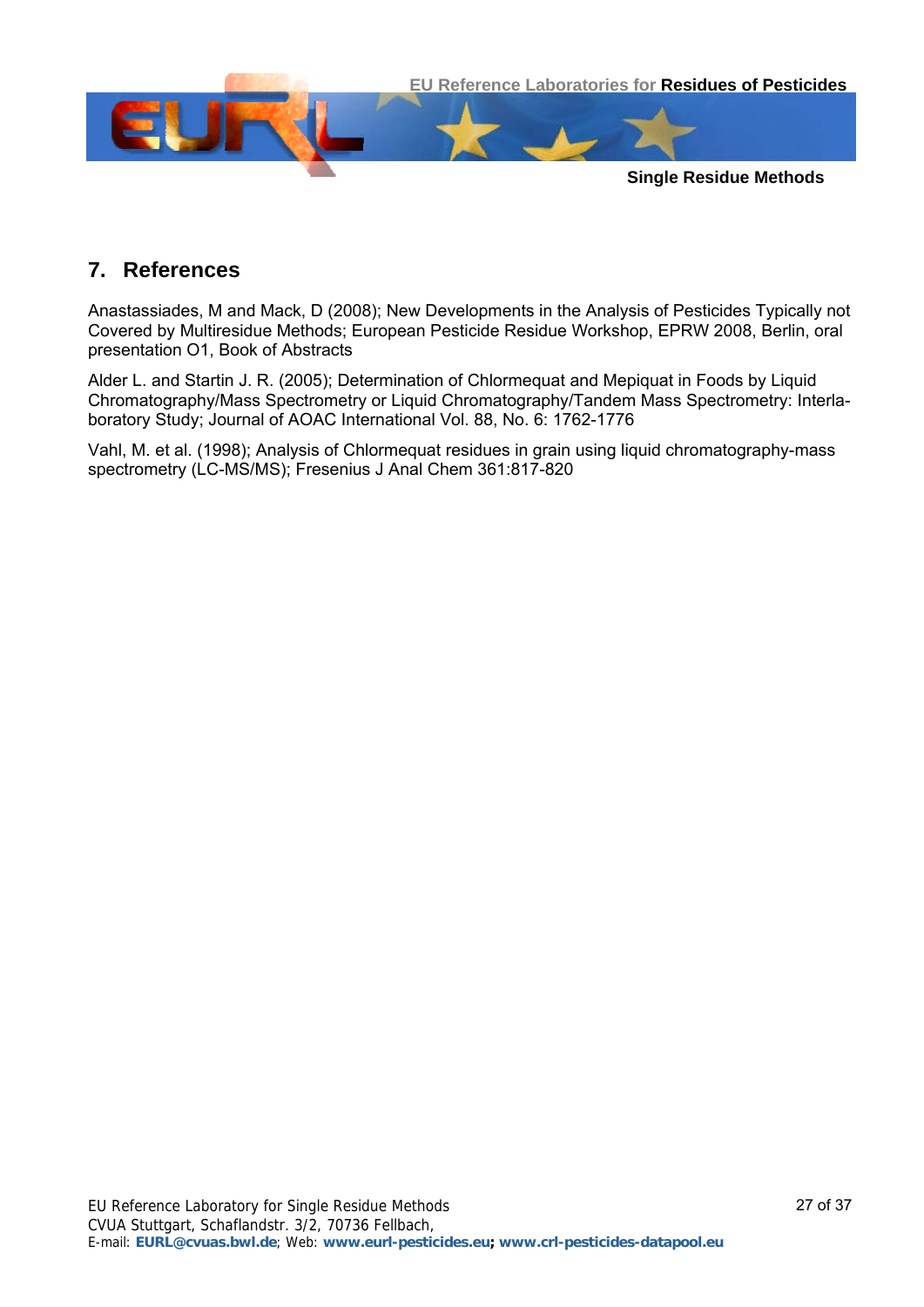## 7. References

Anastassiades, M and Mack, D (2008); New Developments in the Analysis of Pesticides Typically not Covered by Multiresidue Methods; European Pesticide Residue Workshop, EPRW 2008, Berlin, oral presentation O1, Book of Abstracts

Alder L. and Startin J. R. (2005); Determination of Chlormequat and Mepiquat in Foods by Liquid Chromatography/Mass Spectrometry or Liquid Chromatography/Tandem Mass Spectrometry: Interlaboratory Study; Journal of AOAC International Vol. 88, No. 6: 1762-1776

Vahl, M. et al. (1998); Analysis of Chlormequat residues in grain using liquid chromatography-mass spectrometry (LC-MS/MS); Fresenius J Anal Chem 361:817-820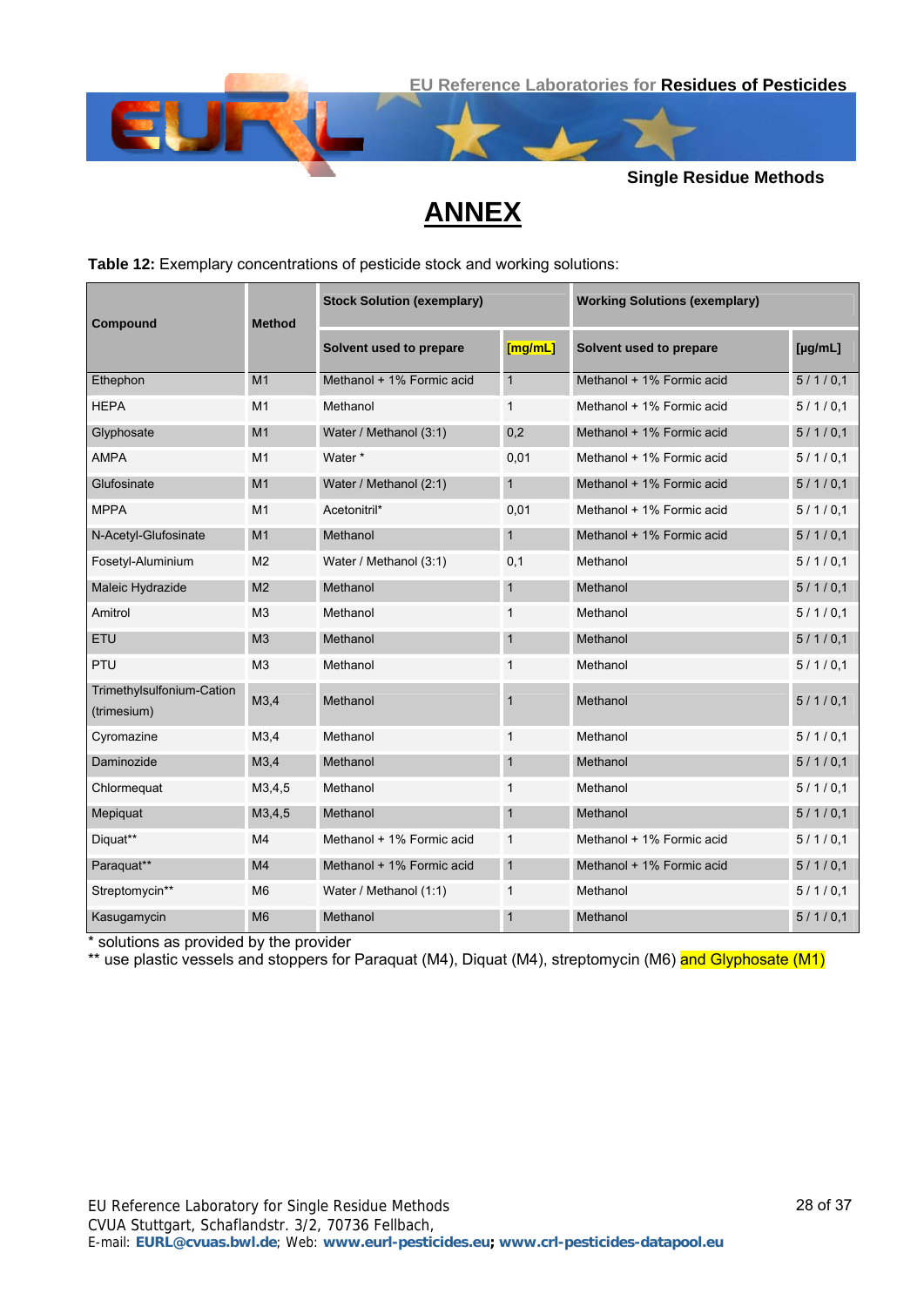# ANNEX

**Table 12:** Exemplary concentrations of pesticide stock and working solutions:

| Compound | Method | Stock Solution (exemplary) | | Working Solutions (exemplary) | |
|---|---|---|---|---|---|
| | | Solvent used to prepare | [mg/mL] | Solvent used to prepare | [µg/mL] |
| Ethephon | M1 | Methanol + 1% Formic acid | 1 | Methanol + 1% Formic acid | 5 / 1 / 0,1 |
| HEPA | M1 | Methanol | 1 | Methanol + 1% Formic acid | 5 / 1 / 0,1 |
| Glyphosate | M1 | Water / Methanol (3:1) | 0,2 | Methanol + 1% Formic acid | 5 / 1 / 0,1 |
| AMPA | M1 | Water * | 0,01 | Methanol + 1% Formic acid | 5 / 1 / 0,1 |
| Glufosinate | M1 | Water / Methanol (2:1) | 1 | Methanol + 1% Formic acid | 5 / 1 / 0,1 |
| MPPA | M1 | Acetonitril* | 0,01 | Methanol + 1% Formic acid | 5 / 1 / 0,1 |
| N-Acetyl-Glufosinate | M1 | Methanol | 1 | Methanol + 1% Formic acid | 5 / 1 / 0,1 |
| Fosetyl-Aluminium | M2 | Water / Methanol (3:1) | 0,1 | Methanol | 5 / 1 / 0,1 |
| Maleic Hydrazide | M2 | Methanol | 1 | Methanol | 5 / 1 / 0,1 |
| Amitrol | M3 | Methanol | 1 | Methanol | 5 / 1 / 0,1 |
| ETU | M3 | Methanol | 1 | Methanol | 5 / 1 / 0,1 |
| PTU | M3 | Methanol | 1 | Methanol | 5 / 1 / 0,1 |
| Trimethylsulfonium-Cation (trimesium) | M3,4 | Methanol | 1 | Methanol | 5 / 1 / 0,1 |
| Cyromazine | M3,4 | Methanol | 1 | Methanol | 5 / 1 / 0,1 |
| Daminozide | M3,4 | Methanol | 1 | Methanol | 5 / 1 / 0,1 |
| Chlormequat | M3,4,5 | Methanol | 1 | Methanol | 5 / 1 / 0,1 |
| Mepiquat | M3,4,5 | Methanol | 1 | Methanol | 5 / 1 / 0,1 |
| Diquat** | M4 | Methanol + 1% Formic acid | 1 | Methanol + 1% Formic acid | 5 / 1 / 0,1 |
| Paraquat** | M4 | Methanol + 1% Formic acid | 1 | Methanol + 1% Formic acid | 5 / 1 / 0,1 |
| Streptomycin** | M6 | Water / Methanol (1:1) | 1 | Methanol | 5 / 1 / 0,1 |
| Kasugamycin | M6 | Methanol | 1 | Methanol | 5 / 1 / 0,1 |

\* solutions as provided by the provider
\*\* use plastic vessels and stoppers for Paraquat (M4), Diquat (M4), streptomycin (M6) and Glyphosate (M1)

EU Reference Laboratory for Single Residue Methods
CVUA Stuttgart, Schaflandstr. 3/2, 70736 Fellbach,
E-mail: **EURL@cvuas.bwl.de**; Web: **www.eurl-pesticides.eu; www.crl-pesticides-datapool.eu**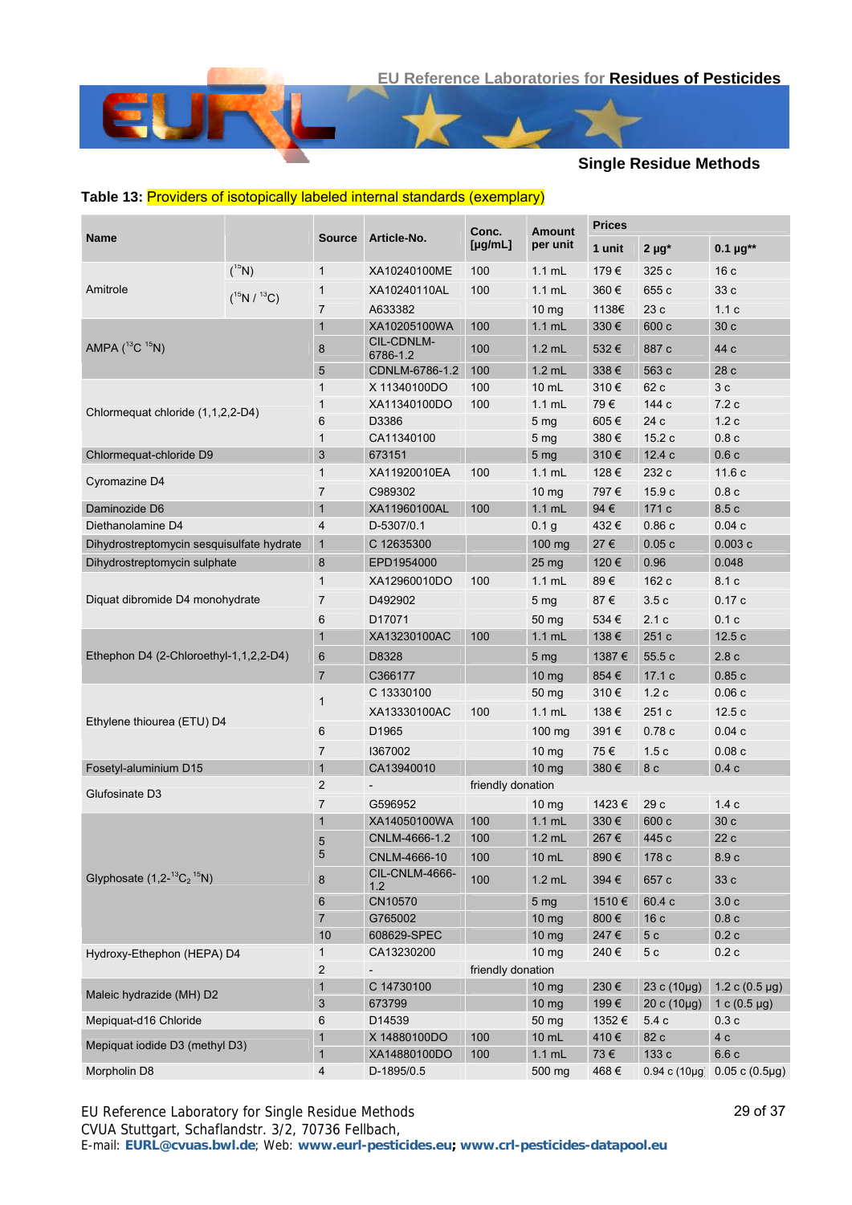**Table 13: Providers of isotopically labeled internal standards (exemplary)**

| Name | | Source | Article-No. | Conc. [µg/mL] | Amount per unit | Prices | | |
|---|---|---|---|---|---|---|---|---|
| | | | | | | 1 unit | 2 µg* | 0.1 µg** |
| Amitrole | ($^{15}$N) | 1 | XA10240100ME | 100 | 1.1 mL | 179 € | 325 c | 16 c |
| | ($^{15}$N / $^{13}$C) | 1 | XA10240110AL | 100 | 1.1 mL | 360 € | 655 c | 33 c |
| | | 7 | A633382 | | 10 mg | 1138€ | 23 c | 1.1 c |
| AMPA ($^{13}$C $^{15}$N) | | 1 | XA10205100WA | 100 | 1.1 mL | 330 € | 600 c | 30 c |
| | | 8 | CIL-CDNLM-6786-1.2 | 100 | 1.2 mL | 532 € | 887 c | 44 c |
| | | 5 | CDNLM-6786-1.2 | 100 | 1.2 mL | 338 € | 563 c | 28 c |
| Chlormequat chloride (1,1,2,2-D4) | | 1 | X 11340100DO | 100 | 10 mL | 310 € | 62 c | 3 c |
| | | 1 | XA11340100DO | 100 | 1.1 mL | 79 € | 144 c | 7.2 c |
| | | 6 | D3386 | | 5 mg | 605 € | 24 c | 1.2 c |
| | | 1 | CA11340100 | | 5 mg | 380 € | 15.2 c | 0.8 c |
| Chlormequat-chloride D9 | | 3 | 673151 | | 5 mg | 310 € | 12.4 c | 0.6 c |
| Cyromazine D4 | | 1 | XA11920010EA | 100 | 1.1 mL | 128 € | 232 c | 11.6 c |
| | | 7 | C989302 | | 10 mg | 797 € | 15.9 c | 0.8 c |
| Daminozide D6 | | 1 | XA11960100AL | 100 | 1.1 mL | 94 € | 171 c | 8.5 c |
| Diethanolamine D4 | | 4 | D-5307/0.1 | | 0.1 g | 432 € | 0.86 c | 0.04 c |
| Dihydrostreptomycin sesquisulfate hydrate | | 1 | C 12635300 | | 100 mg | 27 € | 0.05 c | 0.003 c |
| Dihydrostreptomycin sulphate | | 8 | EPD1954000 | | 25 mg | 120 € | 0.96 | 0.048 |
| Diquat dibromide D4 monohydrate | | 1 | XA12960010DO | 100 | 1.1 mL | 89 € | 162 c | 8.1 c |
| | | 7 | D492902 | | 5 mg | 87 € | 3.5 c | 0.17 c |
| | | 6 | D17071 | | 50 mg | 534 € | 2.1 c | 0.1 c |
| Ethephon D4 (2-Chloroethyl-1,1,2,2-D4) | | 1 | XA13230100AC | 100 | 1.1 mL | 138 € | 251 c | 12.5 c |
| | | 6 | D8328 | | 5 mg | 1387 € | 55.5 c | 2.8 c |
| | | 7 | C366177 | | 10 mg | 854 € | 17.1 c | 0.85 c |
| Ethylene thiourea (ETU) D4 | | 1 | C 13330100 | | 50 mg | 310 € | 1.2 c | 0.06 c |
| | | | XA13330100AC | 100 | 1.1 mL | 138 € | 251 c | 12.5 c |
| | | 6 | D1965 | | 100 mg | 391 € | 0.78 c | 0.04 c |
| | | 7 | I367002 | | 10 mg | 75 € | 1.5 c | 0.08 c |
| Fosetyl-aluminium D15 | | 1 | CA13940010 | | 10 mg | 380 € | 8 c | 0.4 c |
| Glufosinate D3 | | 2 | - | friendly donation | | | | |
| | | 7 | G596952 | | 10 mg | 1423 € | 29 c | 1.4 c |
| Glyphosate (1,2-$^{13}$C$_2$ $^{15}$N) | | 1 | XA14050100WA | 100 | 1.1 mL | 330 € | 600 c | 30 c |
| | | 5 | CNLM-4666-1.2 | 100 | 1.2 mL | 267 € | 445 c | 22 c |
| | | 5 | CNLM-4666-10 | 100 | 10 mL | 890 € | 178 c | 8.9 c |
| | | 8 | CIL-CNLM-4666-1.2 | 100 | 1.2 mL | 394 € | 657 c | 33 c |
| | | 6 | CN10570 | | 5 mg | 1510 € | 60.4 c | 3.0 c |
| | | 7 | G765002 | | 10 mg | 800 € | 16 c | 0.8 c |
| | | 10 | 608629-SPEC | | 10 mg | 247 € | 5 c | 0.2 c |
| Hydroxy-Ethephon (HEPA) D4 | | 1 | CA13230200 | | 10 mg | 240 € | 5 c | 0.2 c |
| | | 2 | - | friendly donation | | | | |
| Maleic hydrazide (MH) D2 | | 1 | C 14730100 | | 10 mg | 230 € | 23 c (10µg) | 1.2 c (0.5 µg) |
| | | 3 | 673799 | | 10 mg | 199 € | 20 c (10µg) | 1 c (0.5 µg) |
| Mepiquat-d16 Chloride | | 6 | D14539 | | 50 mg | 1352 € | 5.4 c | 0.3 c |
| Mepiquat iodide D3 (methyl D3) | | 1 | X 14880100DO | 100 | 10 mL | 410 € | 82 c | 4 c |
| | | 1 | XA14880100DO | 100 | 1.1 mL | 73 € | 133 c | 6.6 c |
| Morpholin D8 | | 4 | D-1895/0.5 | | 500 mg | 468 € | 0.94 c (10µg) | 0.05 c (0.5µg) |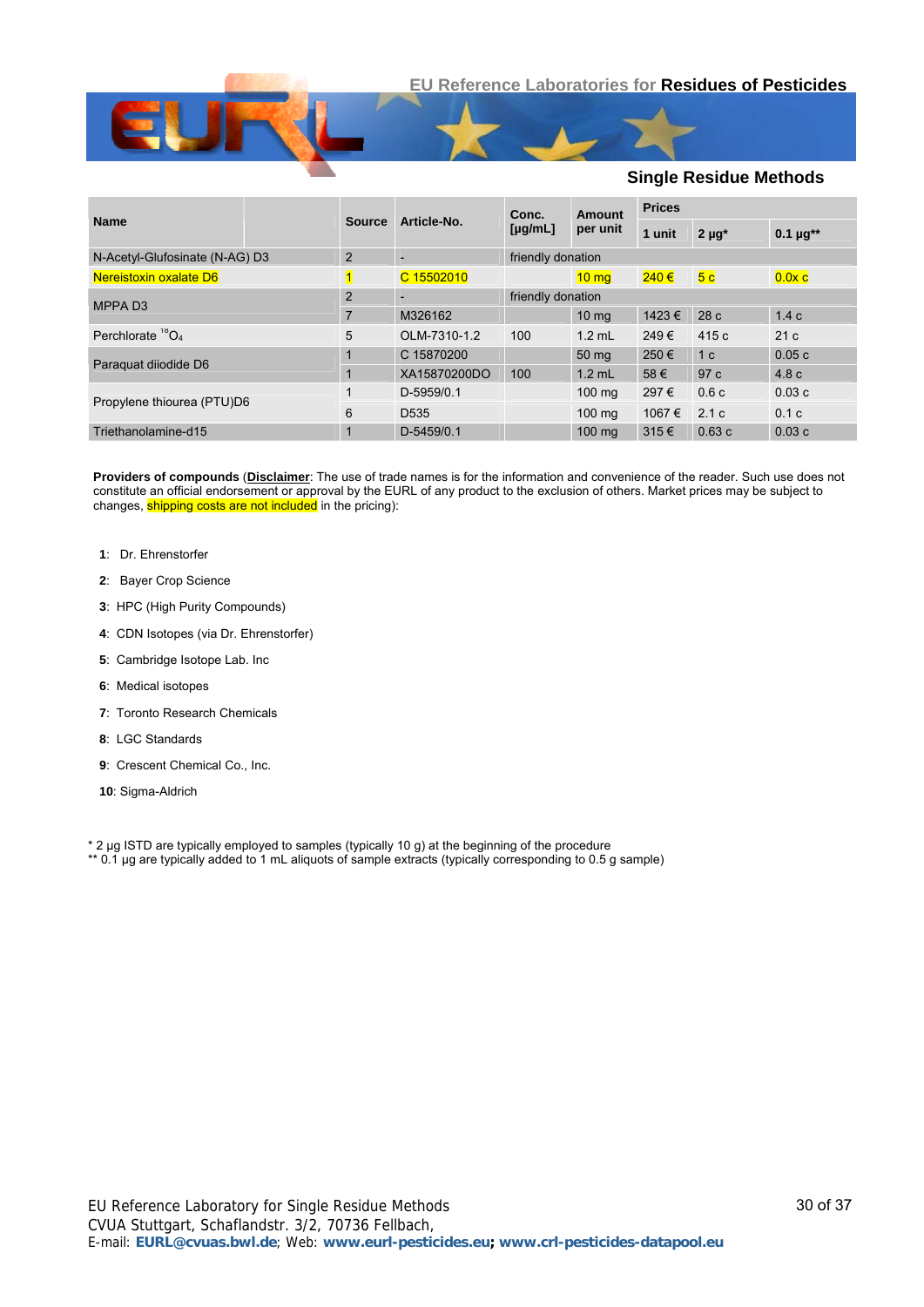EU Reference Laboratories for **Residues of Pesticides**

## Single Residue Methods

| Name | Source | Article-No. | Conc. [µg/mL] | Amount per unit | Prices | | |
|---|---|---|---|---|---|---|---|
| | | | | | 1 unit | 2 µg* | 0.1 µg** |
| N-Acetyl-Glufosinate (N-AG) D3 | 2 | - | friendly donation | | | | |
| Nereistoxin oxalate D6 | 1 | C 15502010 | | 10 mg | 240 € | 5 c | 0.0x c |
| MPPA D3 | 2 | - | friendly donation | | | | |
| | 7 | M326162 | | 10 mg | 1423 € | 28 c | 1.4 c |
| Perchlorate $^{18}O_4$ | 5 | OLM-7310-1.2 | 100 | 1.2 mL | 249 € | 415 c | 21 c |
| Paraquat diiodide D6 | 1 | C 15870200 | | 50 mg | 250 € | 1 c | 0.05 c |
| | 1 | XA15870200DO | 100 | 1.2 mL | 58 € | 97 c | 4.8 c |
| Propylene thiourea (PTU)D6 | 1 | D-5959/0.1 | | 100 mg | 297 € | 0.6 c | 0.03 c |
| | 6 | D535 | | 100 mg | 1067 € | 2.1 c | 0.1 c |
| Triethanolamine-d15 | 1 | D-5459/0.1 | | 100 mg | 315 € | 0.63 c | 0.03 c |

**Providers of compounds** (**Disclaimer**: The use of trade names is for the information and convenience of the reader. Such use does not constitute an official endorsement or approval by the EURL of any product to the exclusion of others. Market prices may be subject to changes, shipping costs are not included in the pricing):

**1**: Dr. Ehrenstorfer

**2**: Bayer Crop Science

**3**: HPC (High Purity Compounds)

**4**: CDN Isotopes (via Dr. Ehrenstorfer)

**5**: Cambridge Isotope Lab. Inc

**6**: Medical isotopes

**7**: Toronto Research Chemicals

**8**: LGC Standards

**9**: Crescent Chemical Co., Inc.

**10**: Sigma-Aldrich

* 2 µg ISTD are typically employed to samples (typically 10 g) at the beginning of the procedure
** 0.1 µg are typically added to 1 mL aliquots of sample extracts (typically corresponding to 0.5 g sample)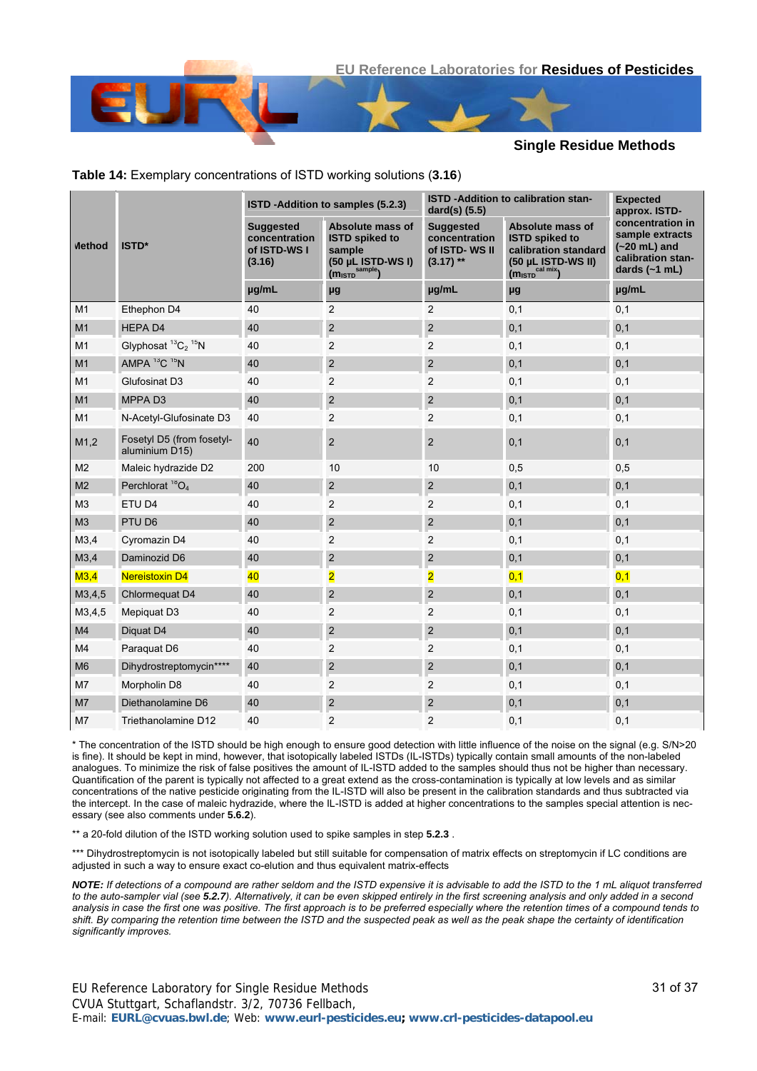**Table 14:** Exemplary concentrations of ISTD working solutions (**3.16**)

| Method | ISTD* | ISTD -Addition to samples (5.2.3) | | ISTD -Addition to calibration standard(s) (5.5) | | Expected approx. ISTD-concentration in sample extracts (~20 mL) and calibration standards (~1 mL) |
|---|---|---|---|---|---|---|
| | | Suggested concentration of ISTD-WS I (3.16) | Absolute mass of ISTD spiked to sample (50 µL ISTD-WS I) ($m_{ISTD}^{sample}$) | Suggested concentration of ISTD- WS II (3.17) ** | Absolute mass of ISTD spiked to calibration standard (50 µL ISTD-WS II) ($m_{ISTD}^{cal\ mix}$) | |
| | | µg/mL | µg | µg/mL | µg | µg/mL |
| M1 | Ethephon D4 | 40 | 2 | 2 | 0,1 | 0,1 |
| M1 | HEPA D4 | 40 | 2 | 2 | 0,1 | 0,1 |
| M1 | Glyphosat $^{13}C_2$ $^{15}N$ | 40 | 2 | 2 | 0,1 | 0,1 |
| M1 | AMPA $^{13}C$ $^{15}N$ | 40 | 2 | 2 | 0,1 | 0,1 |
| M1 | Glufosinat D3 | 40 | 2 | 2 | 0,1 | 0,1 |
| M1 | MPPA D3 | 40 | 2 | 2 | 0,1 | 0,1 |
| M1 | N-Acetyl-Glufosinate D3 | 40 | 2 | 2 | 0,1 | 0,1 |
| M1,2 | Fosetyl D5 (from fosetyl-aluminium D15) | 40 | 2 | 2 | 0,1 | 0,1 |
| M2 | Maleic hydrazide D2 | 200 | 10 | 10 | 0,5 | 0,5 |
| M2 | Perchlorat $^{18}O_4$ | 40 | 2 | 2 | 0,1 | 0,1 |
| M3 | ETU D4 | 40 | 2 | 2 | 0,1 | 0,1 |
| M3 | PTU D6 | 40 | 2 | 2 | 0,1 | 0,1 |
| M3,4 | Cyromazin D4 | 40 | 2 | 2 | 0,1 | 0,1 |
| M3,4 | Daminozid D6 | 40 | 2 | 2 | 0,1 | 0,1 |
| M3,4 | Nereistoxin D4 | 40 | 2 | 2 | 0,1 | 0,1 |
| M3,4,5 | Chlormequat D4 | 40 | 2 | 2 | 0,1 | 0,1 |
| M3,4,5 | Mepiquat D3 | 40 | 2 | 2 | 0,1 | 0,1 |
| M4 | Diquat D4 | 40 | 2 | 2 | 0,1 | 0,1 |
| M4 | Paraquat D6 | 40 | 2 | 2 | 0,1 | 0,1 |
| M6 | Dihydrostreptomycin**** | 40 | 2 | 2 | 0,1 | 0,1 |
| M7 | Morpholin D8 | 40 | 2 | 2 | 0,1 | 0,1 |
| M7 | Diethanolamine D6 | 40 | 2 | 2 | 0,1 | 0,1 |
| M7 | Triethanolamine D12 | 40 | 2 | 2 | 0,1 | 0,1 |

\* The concentration of the ISTD should be high enough to ensure good detection with little influence of the noise on the signal (e.g. S/N>20 is fine). It should be kept in mind, however, that isotopically labeled ISTDs (IL-ISTDs) typically contain small amounts of the non-labeled analogues. To minimize the risk of false positives the amount of IL-ISTD added to the samples should thus not be higher than necessary. Quantification of the parent is typically not affected to a great extend as the cross-contamination is typically at low levels and as similar concentrations of the native pesticide originating from the IL-ISTD will also be present in the calibration standards and thus subtracted via the intercept. In the case of maleic hydrazide, where the IL-ISTD is added at higher concentrations to the samples special attention is necessary (see also comments under **5.6.2**).

** a 20-fold dilution of the ISTD working solution used to spike samples in step **5.2.3** .

*** Dihydrostreptomycin is not isotopically labeled but still suitable for compensation of matrix effects on streptomycin if LC conditions are adjusted in such a way to ensure exact co-elution and thus equivalent matrix-effects

***NOTE:*** *If detections of a compound are rather seldom and the ISTD expensive it is advisable to add the ISTD to the 1 mL aliquot transferred to the auto-sampler vial (see* ***5.2.7****). Alternatively, it can be even skipped entirely in the first screening analysis and only added in a second analysis in case the first one was positive. The first approach is to be preferred especially where the retention times of a compound tends to shift. By comparing the retention time between the ISTD and the suspected peak as well as the peak shape the certainty of identification significantly improves.*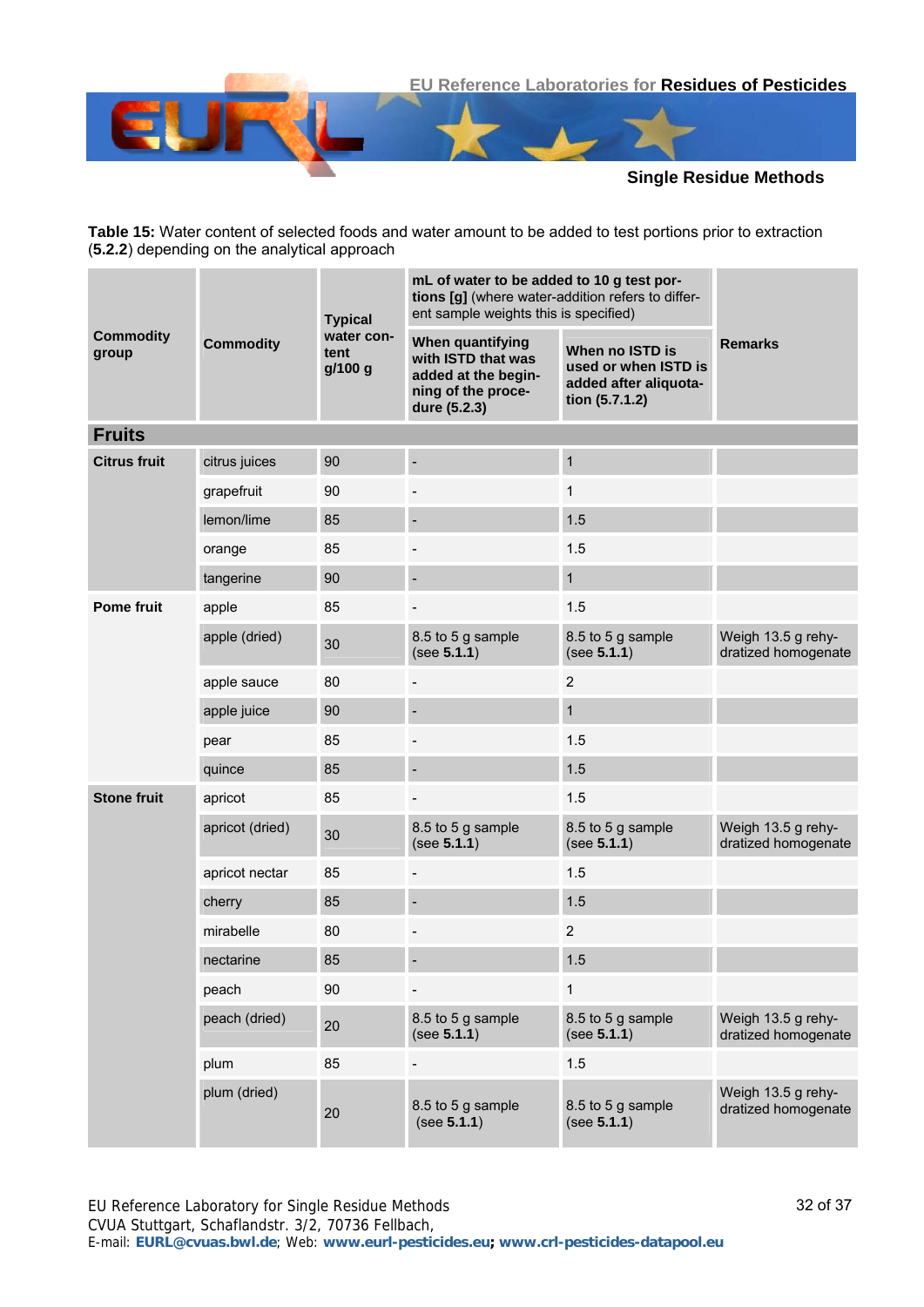**Table 15:** Water content of selected foods and water amount to be added to test portions prior to extraction (**5.2.2**) depending on the analytical approach

| Commodity group | Commodity | Typical water content g/100 g | **mL of water to be added to 10 g test portions [g]** (where water-addition refers to different sample weights this is specified) | | Remarks |
|---|---|---|---|---|---|
| | | | **When quantifying with ISTD that was added at the beginning of the procedure (5.2.3)** | **When no ISTD is used or when ISTD is added after aliquotation (5.7.1.2)** | |
| **Fruits** | | | | | |
| **Citrus fruit** | citrus juices | 90 | - | 1 | |
| | grapefruit | 90 | - | 1 | |
| | lemon/lime | 85 | - | 1.5 | |
| | orange | 85 | - | 1.5 | |
| | tangerine | 90 | - | 1 | |
| **Pome fruit** | apple | 85 | - | 1.5 | |
| | apple (dried) | 30 | 8.5 to 5 g sample (see **5.1.1**) | 8.5 to 5 g sample (see **5.1.1**) | Weigh 13.5 g rehydratized homogenate |
| | apple sauce | 80 | - | 2 | |
| | apple juice | 90 | - | 1 | |
| | pear | 85 | - | 1.5 | |
| | quince | 85 | - | 1.5 | |
| **Stone fruit** | apricot | 85 | - | 1.5 | |
| | apricot (dried) | 30 | 8.5 to 5 g sample (see **5.1.1**) | 8.5 to 5 g sample (see **5.1.1**) | Weigh 13.5 g rehydratized homogenate |
| | apricot nectar | 85 | - | 1.5 | |
| | cherry | 85 | - | 1.5 | |
| | mirabelle | 80 | - | 2 | |
| | nectarine | 85 | - | 1.5 | |
| | peach | 90 | - | 1 | |
| | peach (dried) | 20 | 8.5 to 5 g sample (see **5.1.1**) | 8.5 to 5 g sample (see **5.1.1**) | Weigh 13.5 g rehydratized homogenate |
| | plum | 85 | - | 1.5 | |
| | plum (dried) | 20 | 8.5 to 5 g sample (see **5.1.1**) | 8.5 to 5 g sample (see **5.1.1**) | Weigh 13.5 g rehydratized homogenate |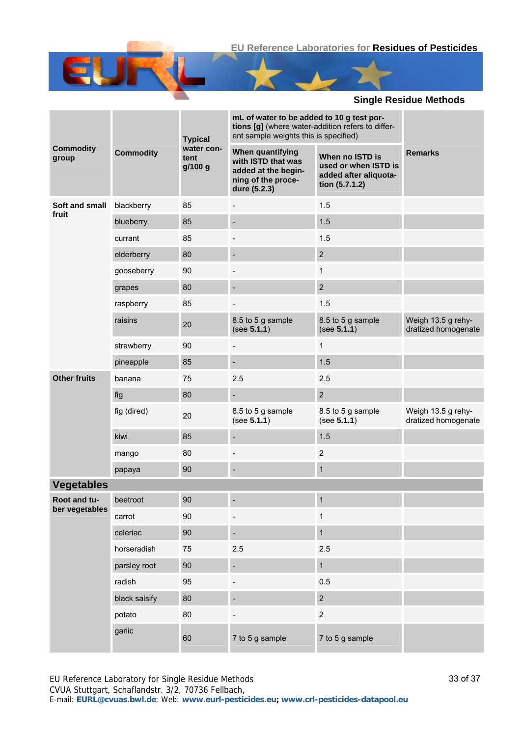## Single Residue Methods

| Commodity group | Commodity | Typical water content g/100 g | mL of water to be added to 10 g test portions [g] (where water-addition refers to different sample weights this is specified) | | Remarks |
|---|---|---|---|---|---|
| | | | **When quantifying with ISTD that was added at the beginning of the procedure (5.2.3)** | **When no ISTD is used or when ISTD is added after aliquotation (5.7.1.2)** | |
| **Soft and small fruit** | blackberry | 85 | - | 1.5 | |
| | blueberry | 85 | - | 1.5 | |
| | currant | 85 | - | 1.5 | |
| | elderberry | 80 | - | 2 | |
| | gooseberry | 90 | - | 1 | |
| | grapes | 80 | - | 2 | |
| | raspberry | 85 | - | 1.5 | |
| | raisins | 20 | 8.5 to 5 g sample (see **5.1.1**) | 8.5 to 5 g sample (see **5.1.1**) | Weigh 13.5 g rehydratized homogenate |
| | strawberry | 90 | - | 1 | |
| | pineapple | 85 | - | 1.5 | |
| **Other fruits** | banana | 75 | 2.5 | 2.5 | |
| | fig | 80 | - | 2 | |
| | fig (dired) | 20 | 8.5 to 5 g sample (see **5.1.1**) | 8.5 to 5 g sample (see **5.1.1**) | Weigh 13.5 g rehydratized homogenate |
| | kiwi | 85 | - | 1.5 | |
| | mango | 80 | - | 2 | |
| | papaya | 90 | - | 1 | |
| **Vegetables** | | | | | |
| **Root and tuber vegetables** | beetroot | 90 | - | 1 | |
| | carrot | 90 | - | 1 | |
| | celeriac | 90 | - | 1 | |
| | horseradish | 75 | 2.5 | 2.5 | |
| | parsley root | 90 | - | 1 | |
| | radish | 95 | - | 0.5 | |
| | black salsify | 80 | - | 2 | |
| | potato | 80 | - | 2 | |
| | garlic | 60 | 7 to 5 g sample | 7 to 5 g sample | |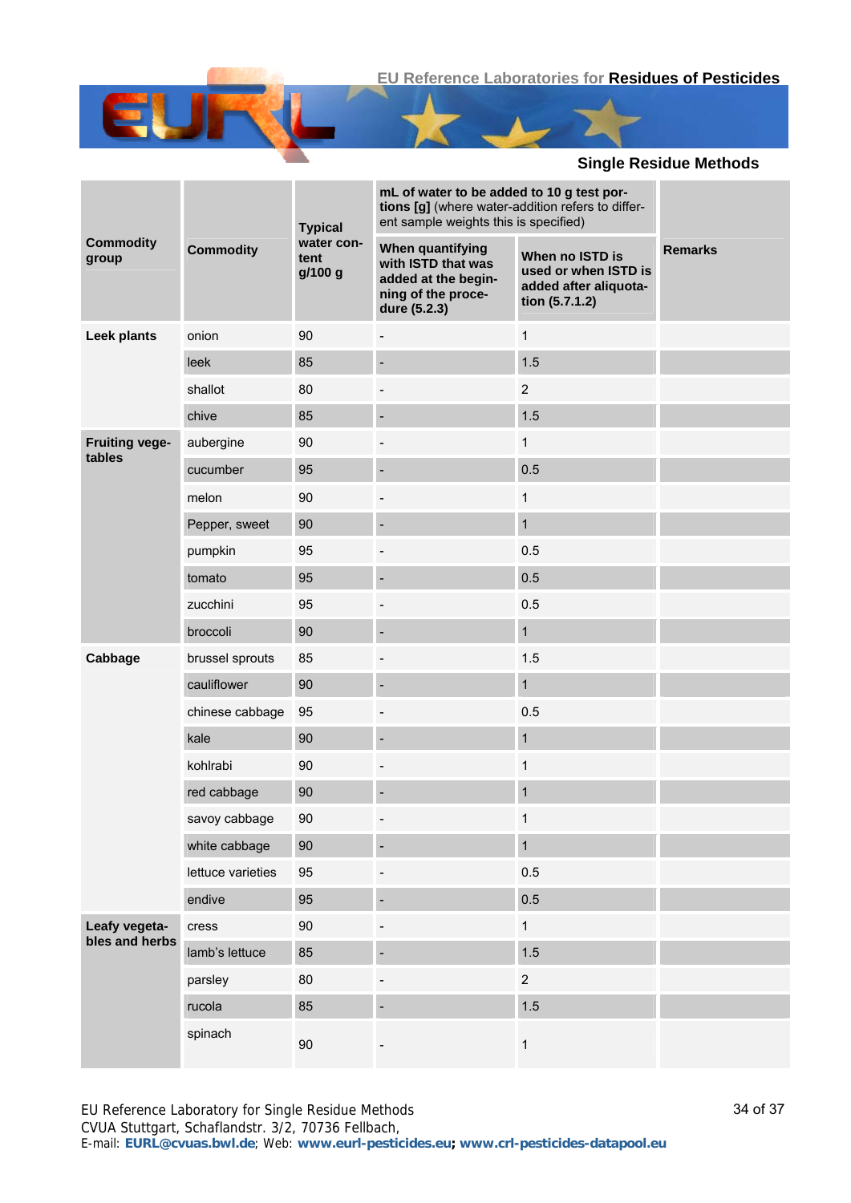| Commodity group | Commodity | Typical water content g/100 g | mL of water to be added to 10 g test portions [g] (where water-addition refers to different sample weights this is specified) | | Remarks |
|---|---|---|---|---|---|
| | | | When quantifying with ISTD that was added at the beginning of the procedure (5.2.3) | When no ISTD is used or when ISTD is added after aliquotation (5.7.1.2) | |
| **Leek plants** | onion | 90 | - | 1 | |
| | leek | 85 | - | 1.5 | |
| | shallot | 80 | - | 2 | |
| | chive | 85 | - | 1.5 | |
| **Fruiting vegetables** | aubergine | 90 | - | 1 | |
| | cucumber | 95 | - | 0.5 | |
| | melon | 90 | - | 1 | |
| | Pepper, sweet | 90 | - | 1 | |
| | pumpkin | 95 | - | 0.5 | |
| | tomato | 95 | - | 0.5 | |
| | zucchini | 95 | - | 0.5 | |
| | broccoli | 90 | - | 1 | |
| **Cabbage** | brussel sprouts | 85 | - | 1.5 | |
| | cauliflower | 90 | - | 1 | |
| | chinese cabbage | 95 | - | 0.5 | |
| | kale | 90 | - | 1 | |
| | kohlrabi | 90 | - | 1 | |
| | red cabbage | 90 | - | 1 | |
| | savoy cabbage | 90 | - | 1 | |
| | white cabbage | 90 | - | 1 | |
| | lettuce varieties | 95 | - | 0.5 | |
| | endive | 95 | - | 0.5 | |
| **Leafy vegetables and herbs** | cress | 90 | - | 1 | |
| | lamb's lettuce | 85 | - | 1.5 | |
| | parsley | 80 | - | 2 | |
| | rucola | 85 | - | 1.5 | |
| | spinach | 90 | - | 1 | |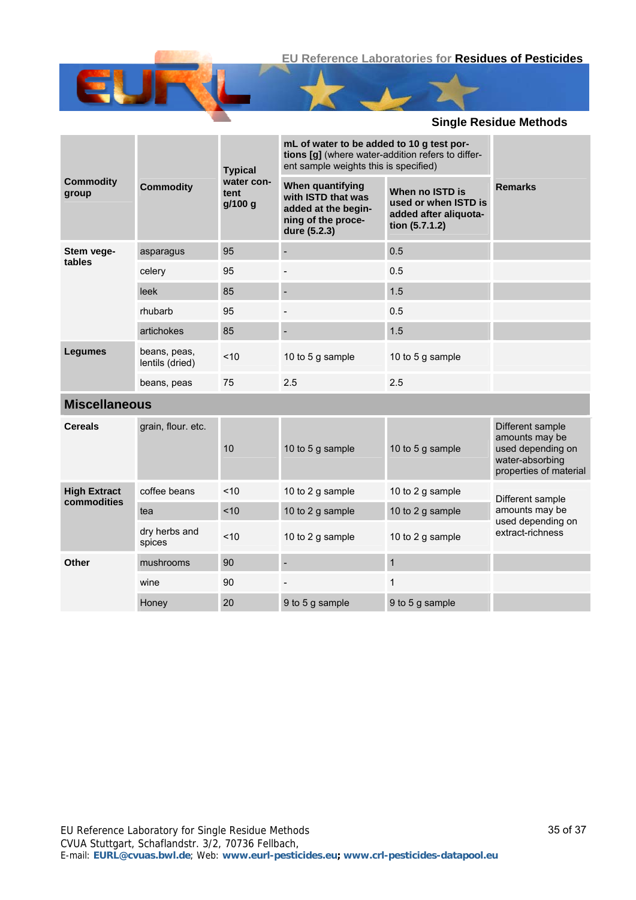| Commodity group | Commodity | Typical water content g/100 g | mL of water to be added to 10 g test portions [g] (where water-addition refers to different sample weights this is specified) | | Remarks |
|---|---|---|---|---|---|
| | | | When quantifying with ISTD that was added at the beginning of the procedure (5.2.3) | When no ISTD is used or when ISTD is added after aliquotation (5.7.1.2) | |
| Stem vegetables | asparagus | 95 | - | 0.5 | |
| | celery | 95 | - | 0.5 | |
| | leek | 85 | - | 1.5 | |
| | rhubarb | 95 | - | 0.5 | |
| | artichokes | 85 | - | 1.5 | |
| Legumes | beans, peas, lentils (dried) | <10 | 10 to 5 g sample | 10 to 5 g sample | |
| | beans, peas | 75 | 2.5 | 2.5 | |
| **Miscellaneous** | | | | | |
| Cereals | grain, flour. etc. | 10 | 10 to 5 g sample | 10 to 5 g sample | Different sample amounts may be used depending on water-absorbing properties of material |
| High Extract commodities | coffee beans | <10 | 10 to 2 g sample | 10 to 2 g sample | Different sample amounts may be used depending on extract-richness |
| | tea | <10 | 10 to 2 g sample | 10 to 2 g sample | |
| | dry herbs and spices | <10 | 10 to 2 g sample | 10 to 2 g sample | |
| Other | mushrooms | 90 | - | 1 | |
| | wine | 90 | - | 1 | |
| | Honey | 20 | 9 to 5 g sample | 9 to 5 g sample | |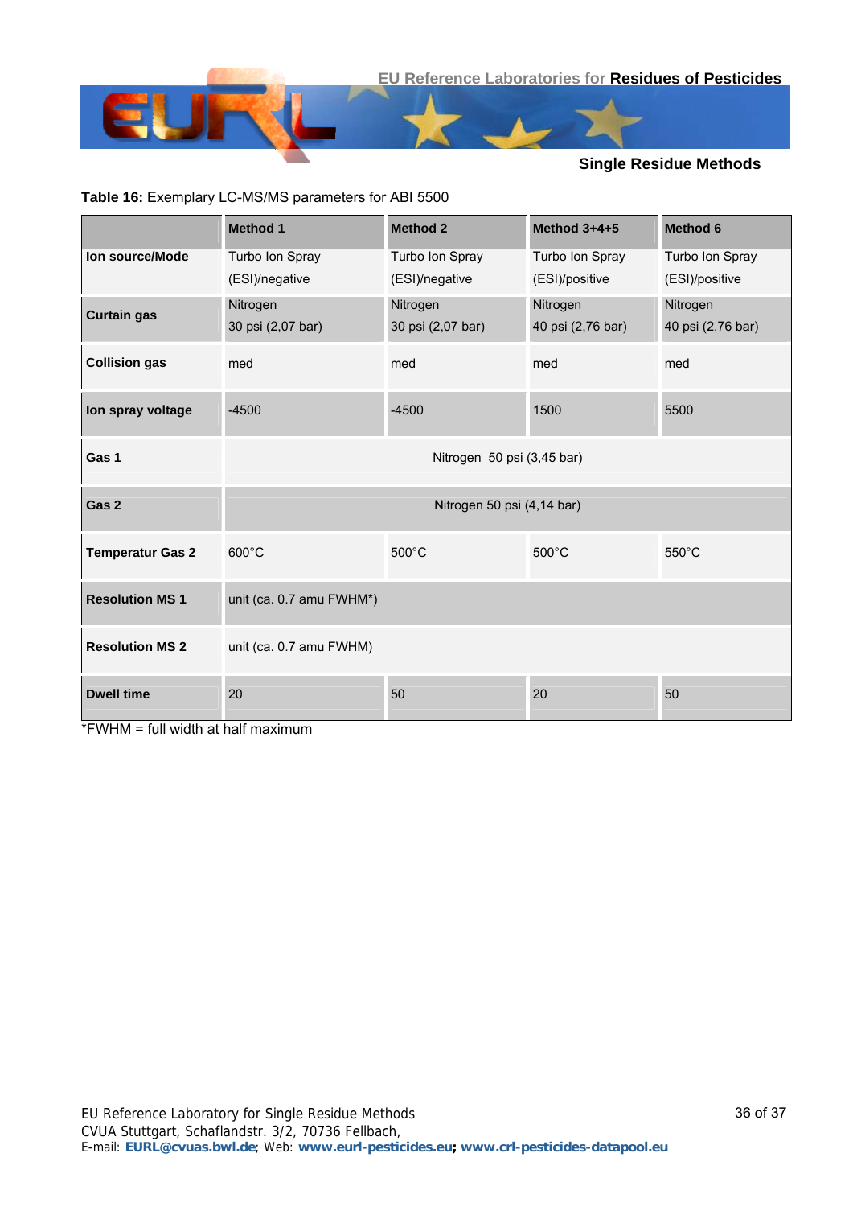**Table 16:** Exemplary LC-MS/MS parameters for ABI 5500

| | Method 1 | Method 2 | Method 3+4+5 | Method 6 |
|---|---|---|---|---|
| **Ion source/Mode** | Turbo Ion Spray (ESI)/negative | Turbo Ion Spray (ESI)/negative | Turbo Ion Spray (ESI)/positive | Turbo Ion Spray (ESI)/positive |
| **Curtain gas** | Nitrogen 30 psi (2,07 bar) | Nitrogen 30 psi (2,07 bar) | Nitrogen 40 psi (2,76 bar) | Nitrogen 40 psi (2,76 bar) |
| **Collision gas** | med | med | med | med |
| **Ion spray voltage** | -4500 | -4500 | 1500 | 5500 |
| **Gas 1** | Nitrogen 50 psi (3,45 bar) | | | |
| **Gas 2** | Nitrogen 50 psi (4,14 bar) | | | |
| **Temperatur Gas 2** | 600°C | 500°C | 500°C | 550°C |
| **Resolution MS 1** | unit (ca. 0.7 amu FWHM*) | | | |
| **Resolution MS 2** | unit (ca. 0.7 amu FWHM) | | | |
| **Dwell time** | 20 | 50 | 20 | 50 |

*FWHM = full width at half maximum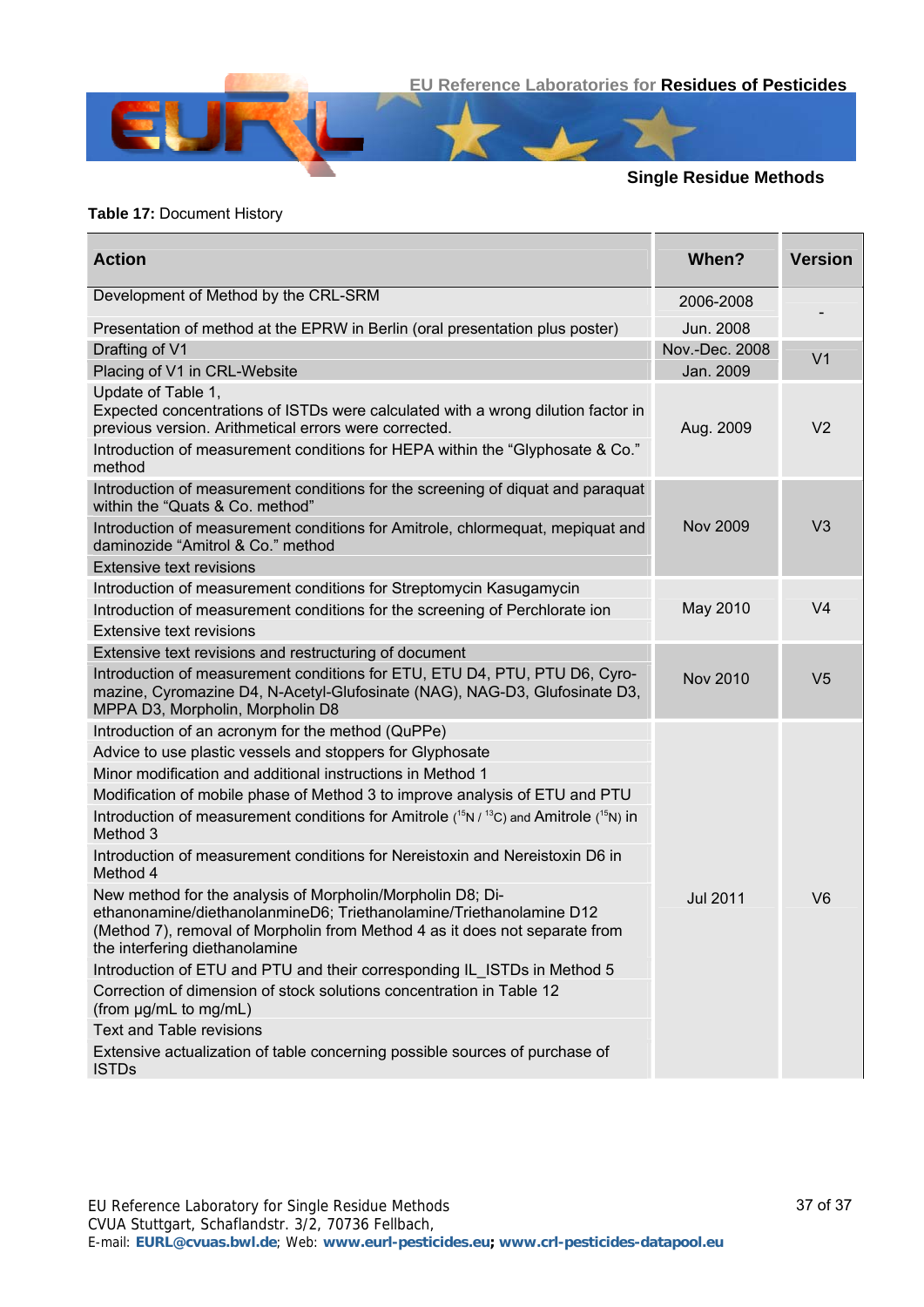**Table 17:** Document History

| Action | When? | Version |
|---|---|---|
| Development of Method by the CRL-SRM | 2006-2008 | - |
| Presentation of method at the EPRW in Berlin (oral presentation plus poster) | Jun. 2008 | |
| Drafting of V1 | Nov.-Dec. 2008 | V1 |
| Placing of V1 in CRL-Website | Jan. 2009 | |
| Update of Table 1, Expected concentrations of ISTDs were calculated with a wrong dilution factor in previous version. Arithmetical errors were corrected. | Aug. 2009 | V2 |
| Introduction of measurement conditions for HEPA within the "Glyphosate & Co." method | | |
| Introduction of measurement conditions for the screening of diquat and paraquat within the "Quats & Co. method" | Nov 2009 | V3 |
| Introduction of measurement conditions for Amitrole, chlormequat, mepiquat and daminozide "Amitrol & Co." method | | |
| Extensive text revisions | | |
| Introduction of measurement conditions for Streptomycin Kasugamycin | May 2010 | V4 |
| Introduction of measurement conditions for the screening of Perchlorate ion | | |
| Extensive text revisions | | |
| Extensive text revisions and restructuring of document | Nov 2010 | V5 |
| Introduction of measurement conditions for ETU, ETU D4, PTU, PTU D6, Cyromazine, Cyromazine D4, N-Acetyl-Glufosinate (NAG), NAG-D3, Glufosinate D3, MPPA D3, Morpholin, Morpholin D8 | | |
| Introduction of an acronym for the method (QuPPe) | Jul 2011 | V6 |
| Advice to use plastic vessels and stoppers for Glyphosate | | |
| Minor modification and additional instructions in Method 1 | | |
| Modification of mobile phase of Method 3 to improve analysis of ETU and PTU | | |
| Introduction of measurement conditions for Amitrole ($^{15}N$ / $^{13}C$) and Amitrole ($^{15}N$) in Method 3 | | |
| Introduction of measurement conditions for Nereistoxin and Nereistoxin D6 in Method 4 | | |
| New method for the analysis of Morpholin/Morpholin D8; Di-ethanonamine/diethanolanmineD6; Triethanolamine/Triethanolamine D12 (Method 7), removal of Morpholin from Method 4 as it does not separate from the interfering diethanolamine | | |
| Introduction of ETU and PTU and their corresponding IL_ISTDs in Method 5 | | |
| Correction of dimension of stock solutions concentration in Table 12 (from µg/mL to mg/mL) | | |
| Text and Table revisions | | |
| Extensive actualization of table concerning possible sources of purchase of ISTDs | | |